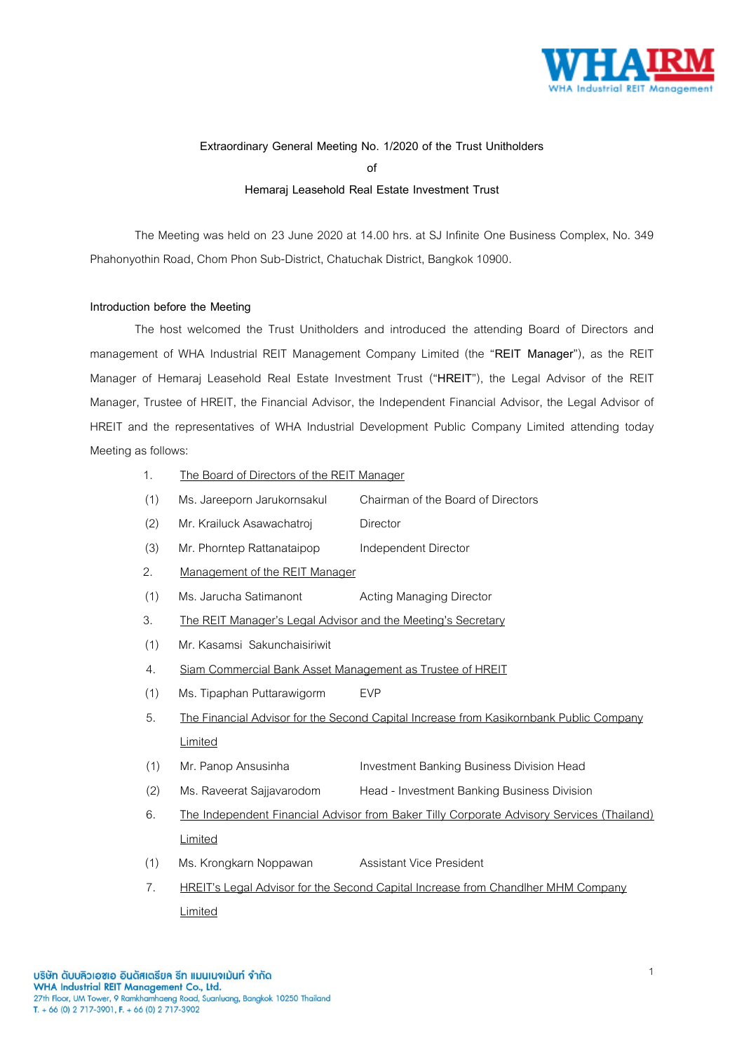Extraordinary General Meeting No. 1/2020 of the Trust Unitholders

of

Hemaraj Leasehold Real Estate Investment Trust

The Meeting was held on 23 June 2020 at 14.00 hrs. at SJ Infinite One Business Complex, No. 349 Phahonyothin Road, Chom Phon Sub-District, Chatuchak District, Bangkok 10900.

**Introduction before the Meeting**

The host welcomed the Trust Unitholders and introduced the attending Board of Directors and management of WHA Industrial REIT Management Company Limited (the "**REIT Manager**"), as the REIT Manager of Hemaraj Leasehold Real Estate Investment Trust ("**HREIT**"), the Legal Advisor of the REIT Manager, Trustee of HREIT, the Financial Advisor, the Independent Financial Advisor, the Legal Advisor of HREIT and the representatives of WHA Industrial Development Public Company Limited attending today Meeting as follows:

1. The Board of Directors of the REIT Manager
   - (1) Ms. Jareeporn Jarukornsakul — Chairman of the Board of Directors
   - (2) Mr. Krailuck Asawachatroj — Director
   - (3) Mr. Phorntep Rattanataipop — Independent Director
2. Management of the REIT Manager
   - (1) Ms. Jarucha Satimanont — Acting Managing Director
3. The REIT Manager's Legal Advisor and the Meeting's Secretary
   - (1) Mr. Kasamsi Sakunchaisiriwit
4. Siam Commercial Bank Asset Management as Trustee of HREIT
   - (1) Ms. Tipaphan Puttarawigorm — EVP
5. The Financial Advisor for the Second Capital Increase from Kasikornbank Public Company Limited
   - (1) Mr. Panop Ansusinha — Investment Banking Business Division Head
   - (2) Ms. Raveerat Sajjavarodom — Head - Investment Banking Business Division
6. The Independent Financial Advisor from Baker Tilly Corporate Advisory Services (Thailand) Limited
   - (1) Ms. Krongkarn Noppawan — Assistant Vice President
7. HREIT's Legal Advisor for the Second Capital Increase from Chandlher MHM Company Limited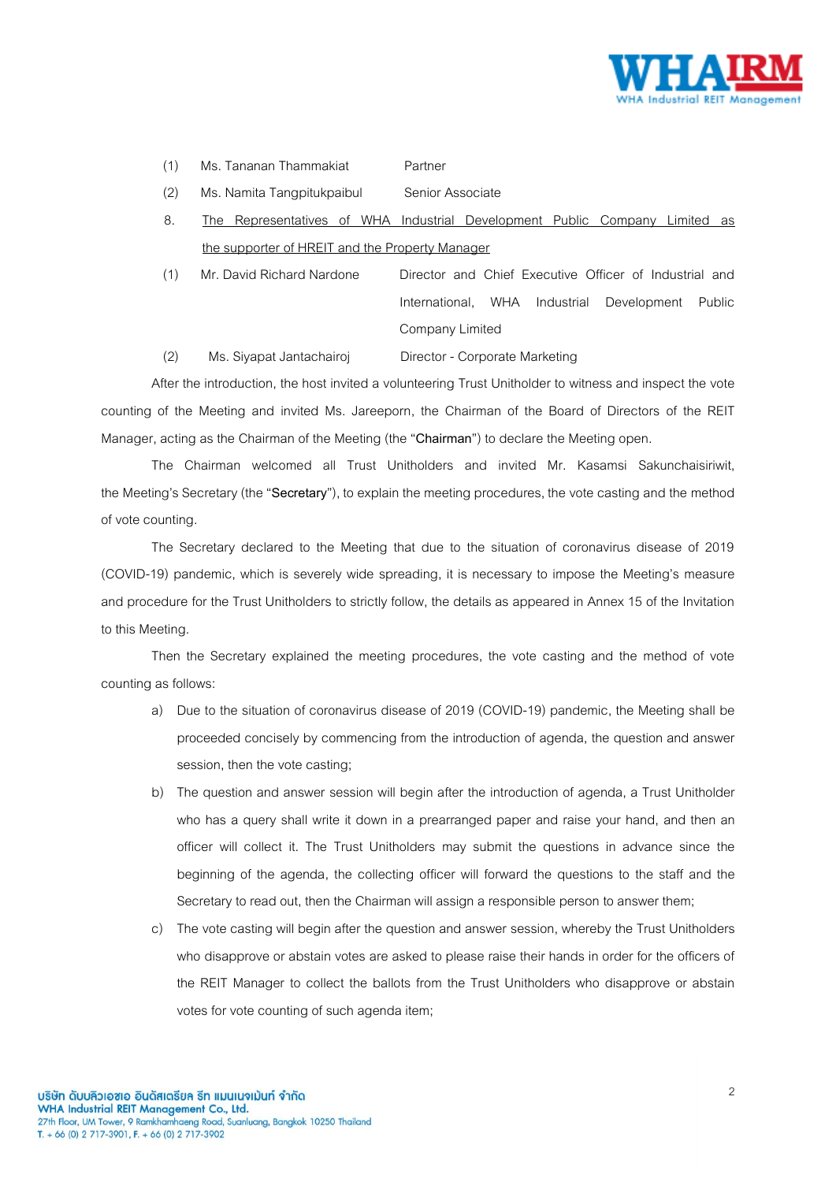(1) Ms. Tananan Thammakiat Partner

(2) Ms. Namita Tangpitukpaibul Senior Associate

8. <u>The Representatives of WHA Industrial Development Public Company Limited as the supporter of HREIT and the Property Manager</u>

(1) Mr. David Richard Nardone Director and Chief Executive Officer of Industrial and International, WHA Industrial Development Public Company Limited

(2) Ms. Siyapat Jantachairoj Director - Corporate Marketing

After the introduction, the host invited a volunteering Trust Unitholder to witness and inspect the vote counting of the Meeting and invited Ms. Jareeporn, the Chairman of the Board of Directors of the REIT Manager, acting as the Chairman of the Meeting (the "**Chairman**") to declare the Meeting open.

The Chairman welcomed all Trust Unitholders and invited Mr. Kasamsi Sakunchaisiriwit, the Meeting's Secretary (the "**Secretary**"), to explain the meeting procedures, the vote casting and the method of vote counting.

The Secretary declared to the Meeting that due to the situation of coronavirus disease of 2019 (COVID-19) pandemic, which is severely wide spreading, it is necessary to impose the Meeting's measure and procedure for the Trust Unitholders to strictly follow, the details as appeared in Annex 15 of the Invitation to this Meeting.

Then the Secretary explained the meeting procedures, the vote casting and the method of vote counting as follows:

a) Due to the situation of coronavirus disease of 2019 (COVID-19) pandemic, the Meeting shall be proceeded concisely by commencing from the introduction of agenda, the question and answer session, then the vote casting;

b) The question and answer session will begin after the introduction of agenda, a Trust Unitholder who has a query shall write it down in a prearranged paper and raise your hand, and then an officer will collect it. The Trust Unitholders may submit the questions in advance since the beginning of the agenda, the collecting officer will forward the questions to the staff and the Secretary to read out, then the Chairman will assign a responsible person to answer them;

c) The vote casting will begin after the question and answer session, whereby the Trust Unitholders who disapprove or abstain votes are asked to please raise their hands in order for the officers of the REIT Manager to collect the ballots from the Trust Unitholders who disapprove or abstain votes for vote counting of such agenda item;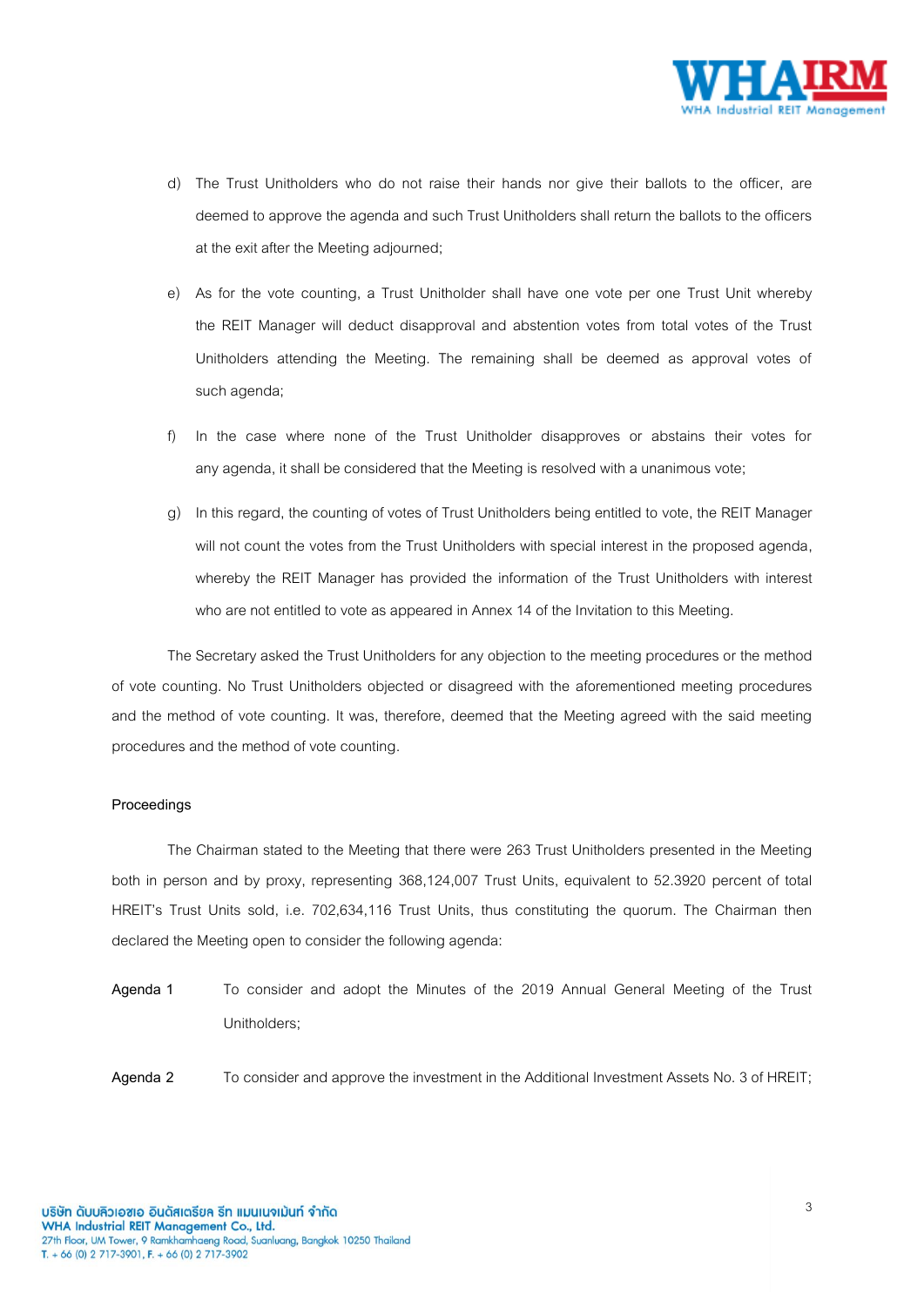d) The Trust Unitholders who do not raise their hands nor give their ballots to the officer, are deemed to approve the agenda and such Trust Unitholders shall return the ballots to the officers at the exit after the Meeting adjourned;

e) As for the vote counting, a Trust Unitholder shall have one vote per one Trust Unit whereby the REIT Manager will deduct disapproval and abstention votes from total votes of the Trust Unitholders attending the Meeting. The remaining shall be deemed as approval votes of such agenda;

f) In the case where none of the Trust Unitholder disapproves or abstains their votes for any agenda, it shall be considered that the Meeting is resolved with a unanimous vote;

g) In this regard, the counting of votes of Trust Unitholders being entitled to vote, the REIT Manager will not count the votes from the Trust Unitholders with special interest in the proposed agenda, whereby the REIT Manager has provided the information of the Trust Unitholders with interest who are not entitled to vote as appeared in Annex 14 of the Invitation to this Meeting.

The Secretary asked the Trust Unitholders for any objection to the meeting procedures or the method of vote counting. No Trust Unitholders objected or disagreed with the aforementioned meeting procedures and the method of vote counting. It was, therefore, deemed that the Meeting agreed with the said meeting procedures and the method of vote counting.

## Proceedings

The Chairman stated to the Meeting that there were 263 Trust Unitholders presented in the Meeting both in person and by proxy, representing 368,124,007 Trust Units, equivalent to 52.3920 percent of total HREIT's Trust Units sold, i.e. 702,634,116 Trust Units, thus constituting the quorum. The Chairman then declared the Meeting open to consider the following agenda:

**Agenda 1** To consider and adopt the Minutes of the 2019 Annual General Meeting of the Trust Unitholders;

**Agenda 2** To consider and approve the investment in the Additional Investment Assets No. 3 of HREIT;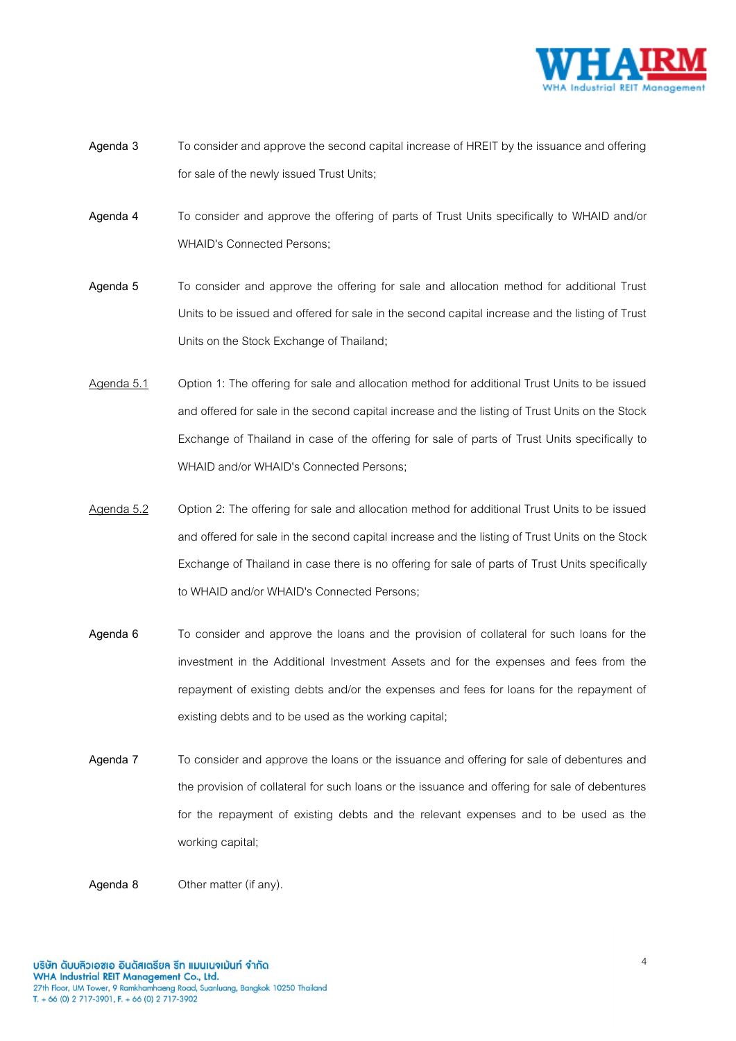Agenda 3 To consider and approve the second capital increase of HREIT by the issuance and offering for sale of the newly issued Trust Units;

Agenda 4 To consider and approve the offering of parts of Trust Units specifically to WHAID and/or WHAID's Connected Persons;

Agenda 5 To consider and approve the offering for sale and allocation method for additional Trust Units to be issued and offered for sale in the second capital increase and the listing of Trust Units on the Stock Exchange of Thailand;

<u>Agenda 5.1</u> Option 1: The offering for sale and allocation method for additional Trust Units to be issued and offered for sale in the second capital increase and the listing of Trust Units on the Stock Exchange of Thailand in case of the offering for sale of parts of Trust Units specifically to WHAID and/or WHAID's Connected Persons;

<u>Agenda 5.2</u> Option 2: The offering for sale and allocation method for additional Trust Units to be issued and offered for sale in the second capital increase and the listing of Trust Units on the Stock Exchange of Thailand in case there is no offering for sale of parts of Trust Units specifically to WHAID and/or WHAID's Connected Persons;

Agenda 6 To consider and approve the loans and the provision of collateral for such loans for the investment in the Additional Investment Assets and for the expenses and fees from the repayment of existing debts and/or the expenses and fees for loans for the repayment of existing debts and to be used as the working capital;

Agenda 7 To consider and approve the loans or the issuance and offering for sale of debentures and the provision of collateral for such loans or the issuance and offering for sale of debentures for the repayment of existing debts and the relevant expenses and to be used as the working capital;

Agenda 8 Other matter (if any).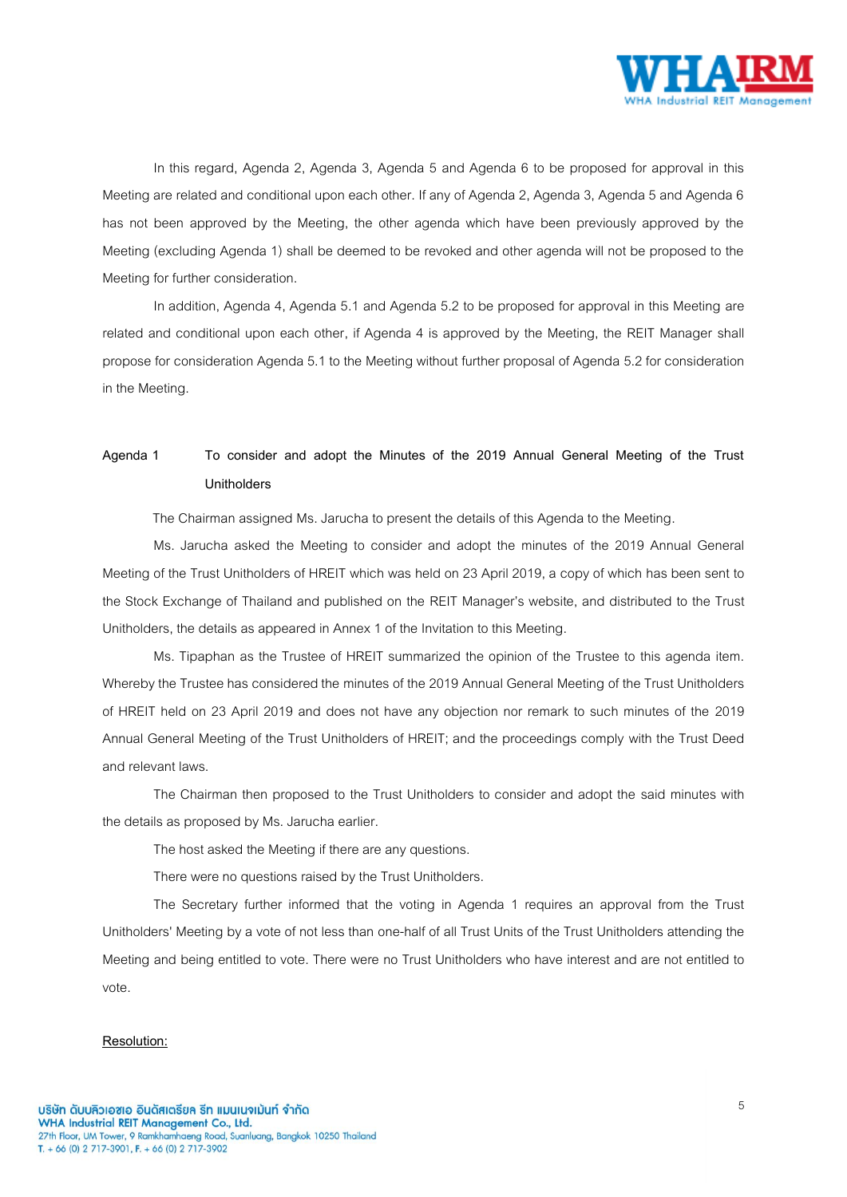In this regard, Agenda 2, Agenda 3, Agenda 5 and Agenda 6 to be proposed for approval in this Meeting are related and conditional upon each other. If any of Agenda 2, Agenda 3, Agenda 5 and Agenda 6 has not been approved by the Meeting, the other agenda which have been previously approved by the Meeting (excluding Agenda 1) shall be deemed to be revoked and other agenda will not be proposed to the Meeting for further consideration.

In addition, Agenda 4, Agenda 5.1 and Agenda 5.2 to be proposed for approval in this Meeting are related and conditional upon each other, if Agenda 4 is approved by the Meeting, the REIT Manager shall propose for consideration Agenda 5.1 to the Meeting without further proposal of Agenda 5.2 for consideration in the Meeting.

**Agenda 1 To consider and adopt the Minutes of the 2019 Annual General Meeting of the Trust Unitholders**

The Chairman assigned Ms. Jarucha to present the details of this Agenda to the Meeting.

Ms. Jarucha asked the Meeting to consider and adopt the minutes of the 2019 Annual General Meeting of the Trust Unitholders of HREIT which was held on 23 April 2019, a copy of which has been sent to the Stock Exchange of Thailand and published on the REIT Manager's website, and distributed to the Trust Unitholders, the details as appeared in Annex 1 of the Invitation to this Meeting.

Ms. Tipaphan as the Trustee of HREIT summarized the opinion of the Trustee to this agenda item. Whereby the Trustee has considered the minutes of the 2019 Annual General Meeting of the Trust Unitholders of HREIT held on 23 April 2019 and does not have any objection nor remark to such minutes of the 2019 Annual General Meeting of the Trust Unitholders of HREIT; and the proceedings comply with the Trust Deed and relevant laws.

The Chairman then proposed to the Trust Unitholders to consider and adopt the said minutes with the details as proposed by Ms. Jarucha earlier.

The host asked the Meeting if there are any questions.

There were no questions raised by the Trust Unitholders.

The Secretary further informed that the voting in Agenda 1 requires an approval from the Trust Unitholders' Meeting by a vote of not less than one-half of all Trust Units of the Trust Unitholders attending the Meeting and being entitled to vote. There were no Trust Unitholders who have interest and are not entitled to vote.

<u>Resolution:</u>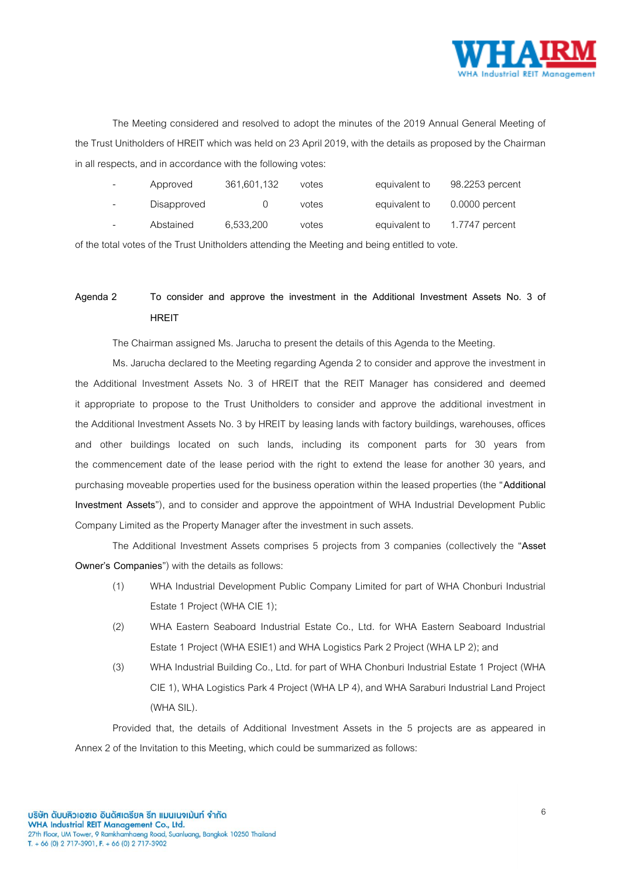The Meeting considered and resolved to adopt the minutes of the 2019 Annual General Meeting of the Trust Unitholders of HREIT which was held on 23 April 2019, with the details as proposed by the Chairman in all respects, and in accordance with the following votes:

| - | Approved | 361,601,132 | votes | equivalent to | 98.2253 percent |
|---|---|---|---|---|---|
| - | Disapproved | 0 | votes | equivalent to | 0.0000 percent |
| - | Abstained | 6,533,200 | votes | equivalent to | 1.7747 percent |

of the total votes of the Trust Unitholders attending the Meeting and being entitled to vote.

**Agenda 2 To consider and approve the investment in the Additional Investment Assets No. 3 of HREIT**

The Chairman assigned Ms. Jarucha to present the details of this Agenda to the Meeting.

Ms. Jarucha declared to the Meeting regarding Agenda 2 to consider and approve the investment in the Additional Investment Assets No. 3 of HREIT that the REIT Manager has considered and deemed it appropriate to propose to the Trust Unitholders to consider and approve the additional investment in the Additional Investment Assets No. 3 by HREIT by leasing lands with factory buildings, warehouses, offices and other buildings located on such lands, including its component parts for 30 years from the commencement date of the lease period with the right to extend the lease for another 30 years, and purchasing moveable properties used for the business operation within the leased properties (the "**Additional Investment Assets**"), and to consider and approve the appointment of WHA Industrial Development Public Company Limited as the Property Manager after the investment in such assets.

The Additional Investment Assets comprises 5 projects from 3 companies (collectively the "**Asset Owner's Companies**") with the details as follows:

(1) WHA Industrial Development Public Company Limited for part of WHA Chonburi Industrial Estate 1 Project (WHA CIE 1);

(2) WHA Eastern Seaboard Industrial Estate Co., Ltd. for WHA Eastern Seaboard Industrial Estate 1 Project (WHA ESIE1) and WHA Logistics Park 2 Project (WHA LP 2); and

(3) WHA Industrial Building Co., Ltd. for part of WHA Chonburi Industrial Estate 1 Project (WHA CIE 1), WHA Logistics Park 4 Project (WHA LP 4), and WHA Saraburi Industrial Land Project (WHA SIL).

Provided that, the details of Additional Investment Assets in the 5 projects are as appeared in Annex 2 of the Invitation to this Meeting, which could be summarized as follows: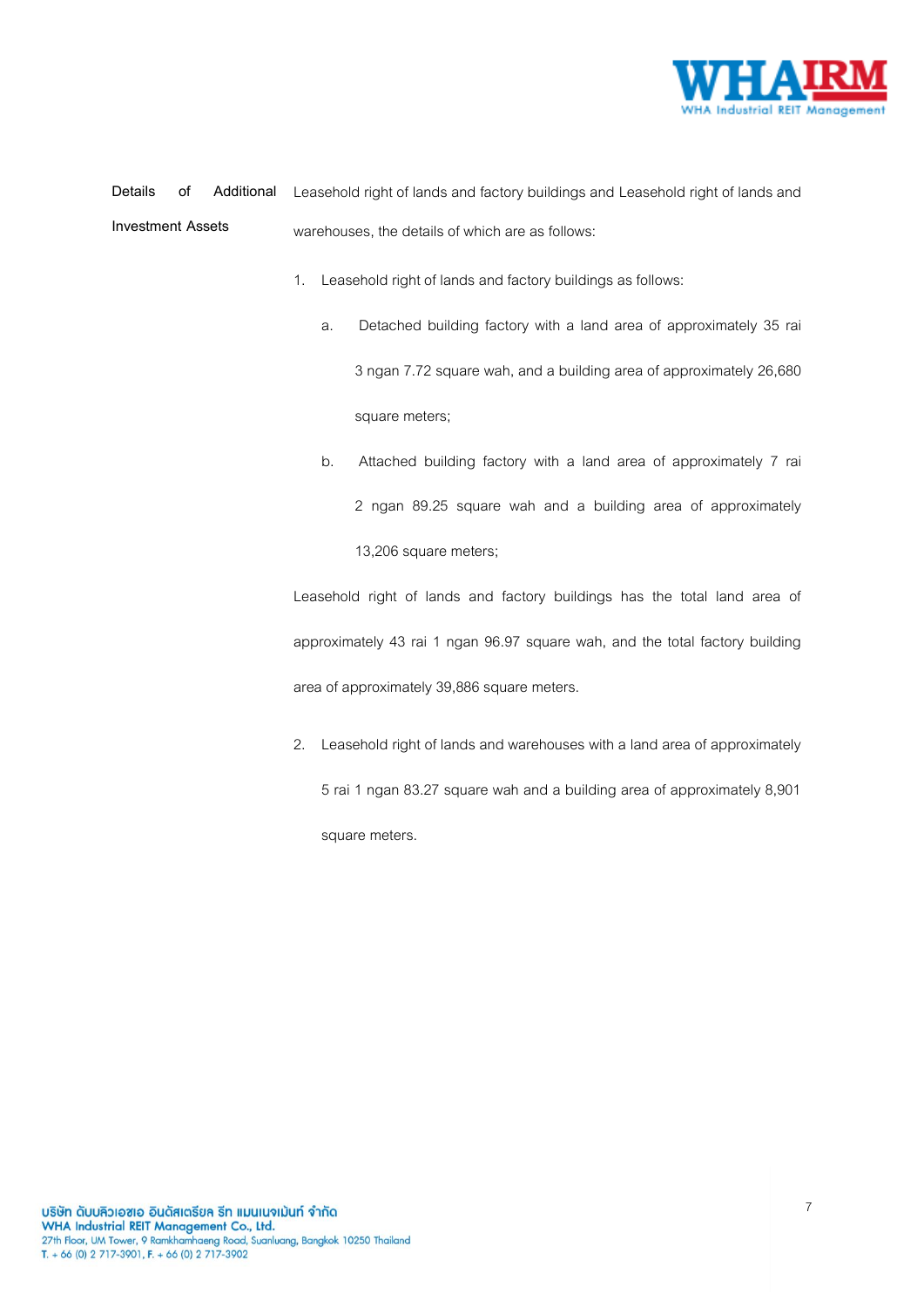**Details of Additional Investment Assets**

Leasehold right of lands and factory buildings and Leasehold right of lands and warehouses, the details of which are as follows:

1. Leasehold right of lands and factory buildings as follows:

   a. Detached building factory with a land area of approximately 35 rai 3 ngan 7.72 square wah, and a building area of approximately 26,680 square meters;

   b. Attached building factory with a land area of approximately 7 rai 2 ngan 89.25 square wah and a building area of approximately 13,206 square meters;

   Leasehold right of lands and factory buildings has the total land area of approximately 43 rai 1 ngan 96.97 square wah, and the total factory building area of approximately 39,886 square meters.

2. Leasehold right of lands and warehouses with a land area of approximately 5 rai 1 ngan 83.27 square wah and a building area of approximately 8,901 square meters.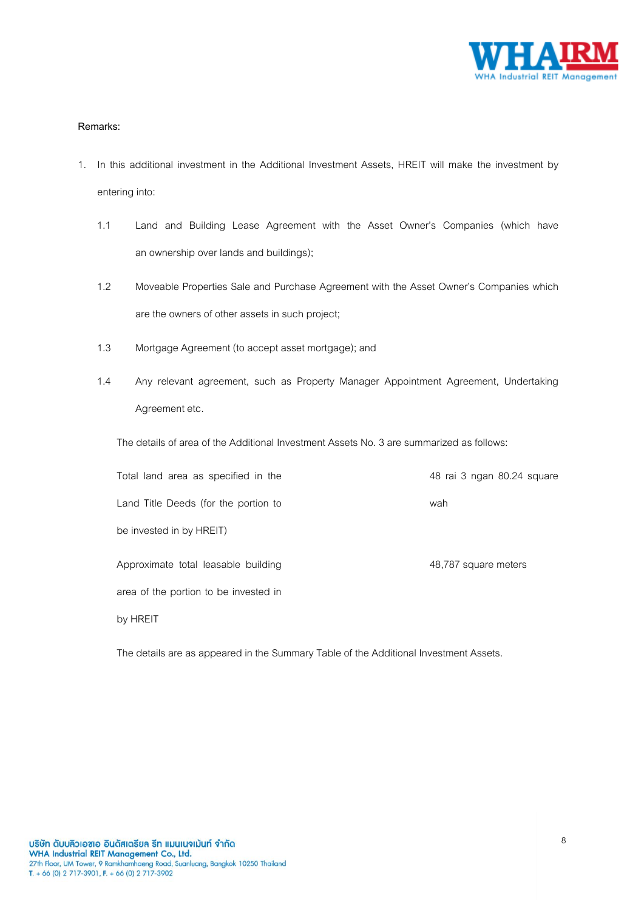Remarks:

1. In this additional investment in the Additional Investment Assets, HREIT will make the investment by entering into:

    1.1 Land and Building Lease Agreement with the Asset Owner's Companies (which have an ownership over lands and buildings);

    1.2 Moveable Properties Sale and Purchase Agreement with the Asset Owner's Companies which are the owners of other assets in such project;

    1.3 Mortgage Agreement (to accept asset mortgage); and

    1.4 Any relevant agreement, such as Property Manager Appointment Agreement, Undertaking Agreement etc.

    The details of area of the Additional Investment Assets No. 3 are summarized as follows:

    | | |
    |---|---|
    | Total land area as specified in the Land Title Deeds (for the portion to be invested in by HREIT) | 48 rai 3 ngan 80.24 square wah |
    | Approximate total leasable building area of the portion to be invested in by HREIT | 48,787 square meters |

    The details are as appeared in the Summary Table of the Additional Investment Assets.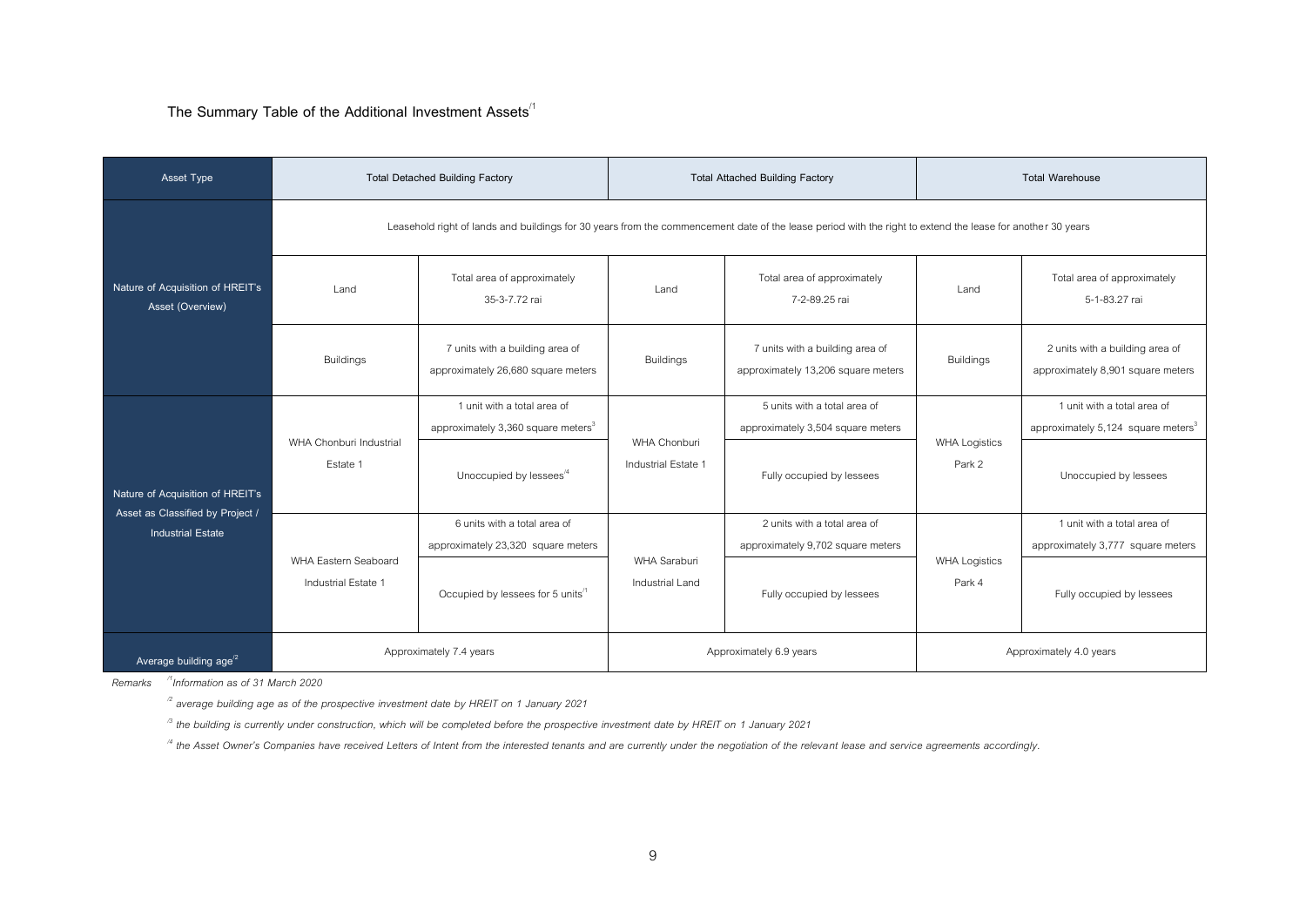### The Summary Table of the Additional Investment Assets[1]

| Asset Type | Total Detached Building Factory | | Total Attached Building Factory | | Total Warehouse | |
|---|---|---|---|---|---|---|
| Nature of Acquisition of HREIT's Asset (Overview) | Leasehold right of lands and buildings for 30 years from the commencement date of the lease period with the right to extend the lease for another 30 years | | | | | |
| | Land | Total area of approximately 35-3-7.72 rai | Land | Total area of approximately 7-2-89.25 rai | Land | Total area of approximately 5-1-83.27 rai |
| | Buildings | 7 units with a building area of approximately 26,680 square meters | Buildings | 7 units with a building area of approximately 13,206 square meters | Buildings | 2 units with a building area of approximately 8,901 square meters |
| Nature of Acquisition of HREIT's Asset as Classified by Project / Industrial Estate | WHA Chonburi Industrial Estate 1 | 1 unit with a total area of approximately 3,360 square meters[3] | WHA Chonburi Industrial Estate 1 | 5 units with a total area of approximately 3,504 square meters | WHA Logistics Park 2 | 1 unit with a total area of approximately 5,124 square meters[3] |
| | | Unoccupied by lessees[4] | | Fully occupied by lessees | | Unoccupied by lessees |
| | WHA Eastern Seaboard Industrial Estate 1 | 6 units with a total area of approximately 23,320 square meters | WHA Saraburi Industrial Land | 2 units with a total area of approximately 9,702 square meters | WHA Logistics Park 4 | 1 unit with a total area of approximately 3,777 square meters |
| | | Occupied by lessees for 5 units[1] | | Fully occupied by lessees | | Fully occupied by lessees |
| Average building age[2] | Approximately 7.4 years | | Approximately 6.9 years | | Approximately 4.0 years | |

*Remarks* *[1] Information as of 31 March 2020*

*[2] average building age as of the prospective investment date by HREIT on 1 January 2021*

*[3] the building is currently under construction, which will be completed before the prospective investment date by HREIT on 1 January 2021*

*[4] the Asset Owner's Companies have received Letters of Intent from the interested tenants and are currently under the negotiation of the relevant lease and service agreements accordingly.*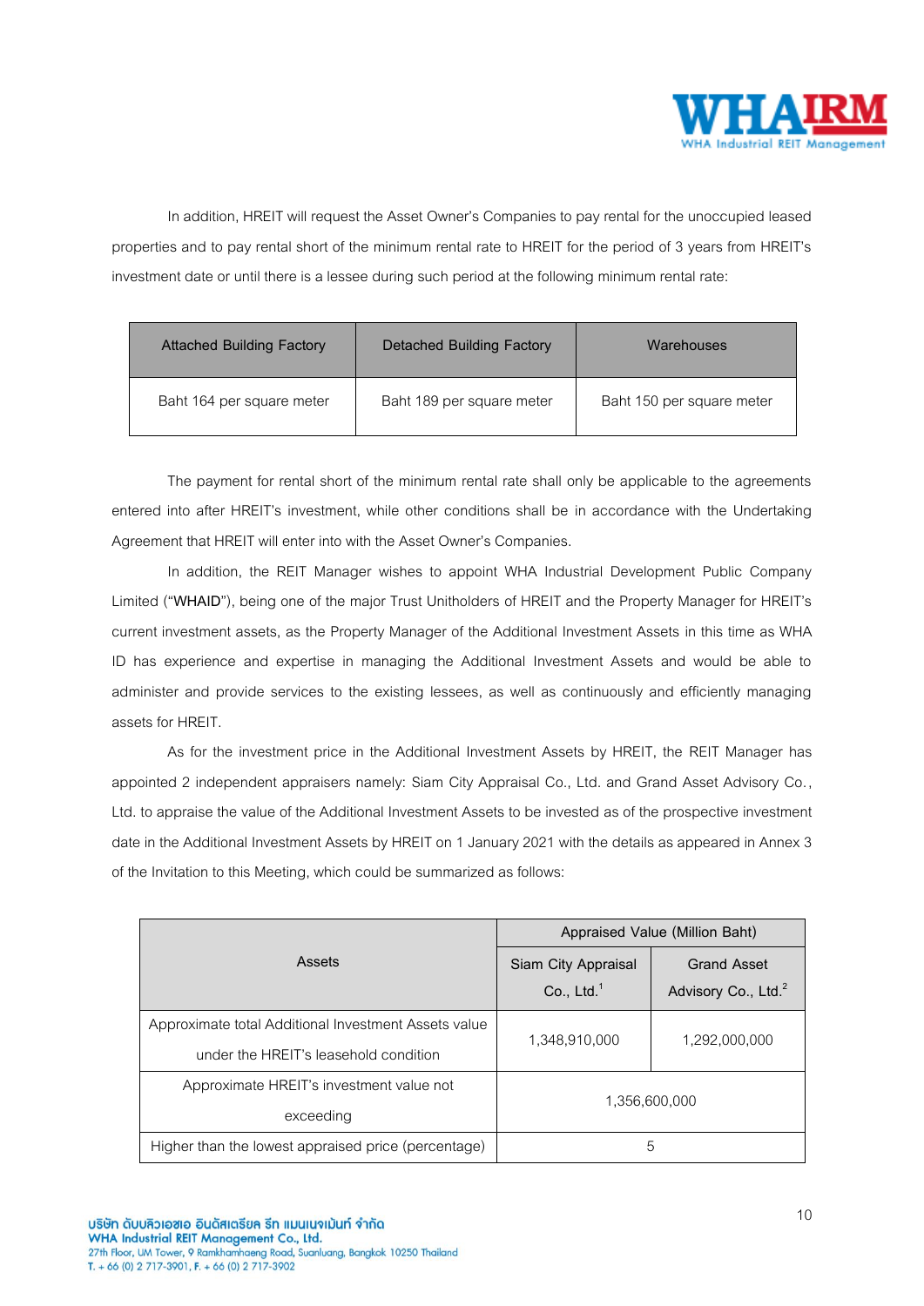In addition, HREIT will request the Asset Owner's Companies to pay rental for the unoccupied leased properties and to pay rental short of the minimum rental rate to HREIT for the period of 3 years from HREIT's investment date or until there is a lessee during such period at the following minimum rental rate:

| Attached Building Factory | Detached Building Factory | Warehouses |
|---|---|---|
| Baht 164 per square meter | Baht 189 per square meter | Baht 150 per square meter |

The payment for rental short of the minimum rental rate shall only be applicable to the agreements entered into after HREIT's investment, while other conditions shall be in accordance with the Undertaking Agreement that HREIT will enter into with the Asset Owner's Companies.

In addition, the REIT Manager wishes to appoint WHA Industrial Development Public Company Limited ("**WHAID**"), being one of the major Trust Unitholders of HREIT and the Property Manager for HREIT's current investment assets, as the Property Manager of the Additional Investment Assets in this time as WHA ID has experience and expertise in managing the Additional Investment Assets and would be able to administer and provide services to the existing lessees, as well as continuously and efficiently managing assets for HREIT.

As for the investment price in the Additional Investment Assets by HREIT, the REIT Manager has appointed 2 independent appraisers namely: Siam City Appraisal Co., Ltd. and Grand Asset Advisory Co., Ltd. to appraise the value of the Additional Investment Assets to be invested as of the prospective investment date in the Additional Investment Assets by HREIT on 1 January 2021 with the details as appeared in Annex 3 of the Invitation to this Meeting, which could be summarized as follows:

| Assets | Appraised Value (Million Baht) | |
|---|---|---|
| | Siam City Appraisal Co., Ltd.[1] | Grand Asset Advisory Co., Ltd.[2] |
| Approximate total Additional Investment Assets value under the HREIT's leasehold condition | 1,348,910,000 | 1,292,000,000 |
| Approximate HREIT's investment value not exceeding | 1,356,600,000 | |
| Higher than the lowest appraised price (percentage) | 5 | |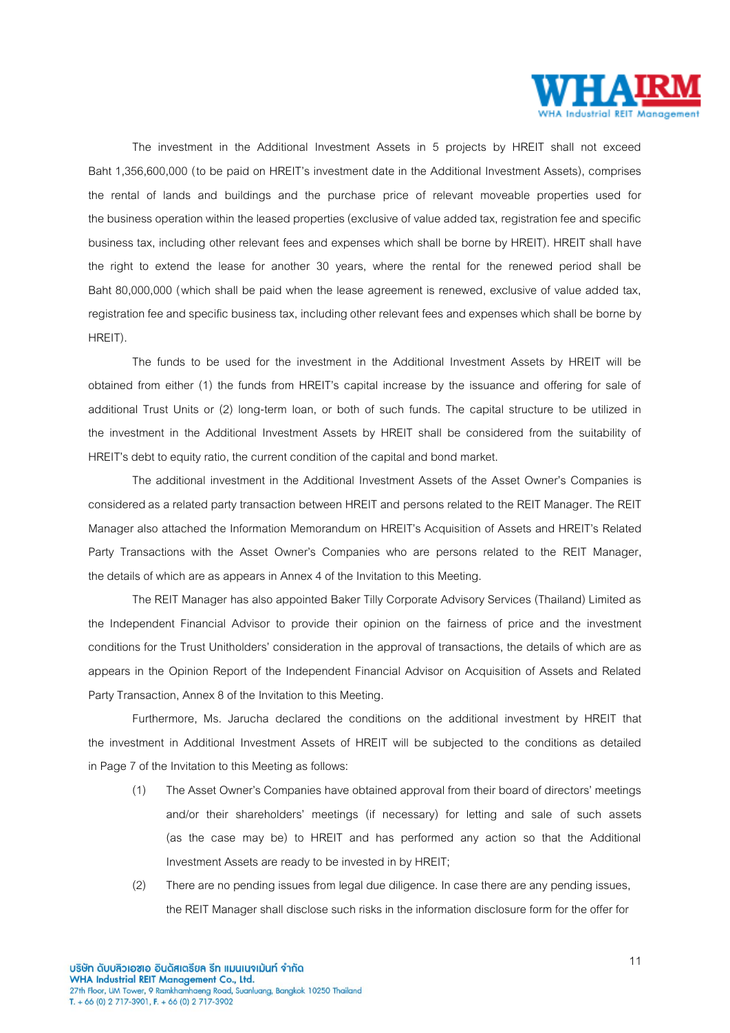The investment in the Additional Investment Assets in 5 projects by HREIT shall not exceed Baht 1,356,600,000 (to be paid on HREIT's investment date in the Additional Investment Assets), comprises the rental of lands and buildings and the purchase price of relevant moveable properties used for the business operation within the leased properties (exclusive of value added tax, registration fee and specific business tax, including other relevant fees and expenses which shall be borne by HREIT). HREIT shall have the right to extend the lease for another 30 years, where the rental for the renewed period shall be Baht 80,000,000 (which shall be paid when the lease agreement is renewed, exclusive of value added tax, registration fee and specific business tax, including other relevant fees and expenses which shall be borne by HREIT).

The funds to be used for the investment in the Additional Investment Assets by HREIT will be obtained from either (1) the funds from HREIT's capital increase by the issuance and offering for sale of additional Trust Units or (2) long-term loan, or both of such funds. The capital structure to be utilized in the investment in the Additional Investment Assets by HREIT shall be considered from the suitability of HREIT's debt to equity ratio, the current condition of the capital and bond market.

The additional investment in the Additional Investment Assets of the Asset Owner's Companies is considered as a related party transaction between HREIT and persons related to the REIT Manager. The REIT Manager also attached the Information Memorandum on HREIT's Acquisition of Assets and HREIT's Related Party Transactions with the Asset Owner's Companies who are persons related to the REIT Manager, the details of which are as appears in Annex 4 of the Invitation to this Meeting.

The REIT Manager has also appointed Baker Tilly Corporate Advisory Services (Thailand) Limited as the Independent Financial Advisor to provide their opinion on the fairness of price and the investment conditions for the Trust Unitholders' consideration in the approval of transactions, the details of which are as appears in the Opinion Report of the Independent Financial Advisor on Acquisition of Assets and Related Party Transaction, Annex 8 of the Invitation to this Meeting.

Furthermore, Ms. Jarucha declared the conditions on the additional investment by HREIT that the investment in Additional Investment Assets of HREIT will be subjected to the conditions as detailed in Page 7 of the Invitation to this Meeting as follows:

(1) The Asset Owner's Companies have obtained approval from their board of directors' meetings and/or their shareholders' meetings (if necessary) for letting and sale of such assets (as the case may be) to HREIT and has performed any action so that the Additional Investment Assets are ready to be invested in by HREIT;

(2) There are no pending issues from legal due diligence. In case there are any pending issues, the REIT Manager shall disclose such risks in the information disclosure form for the offer for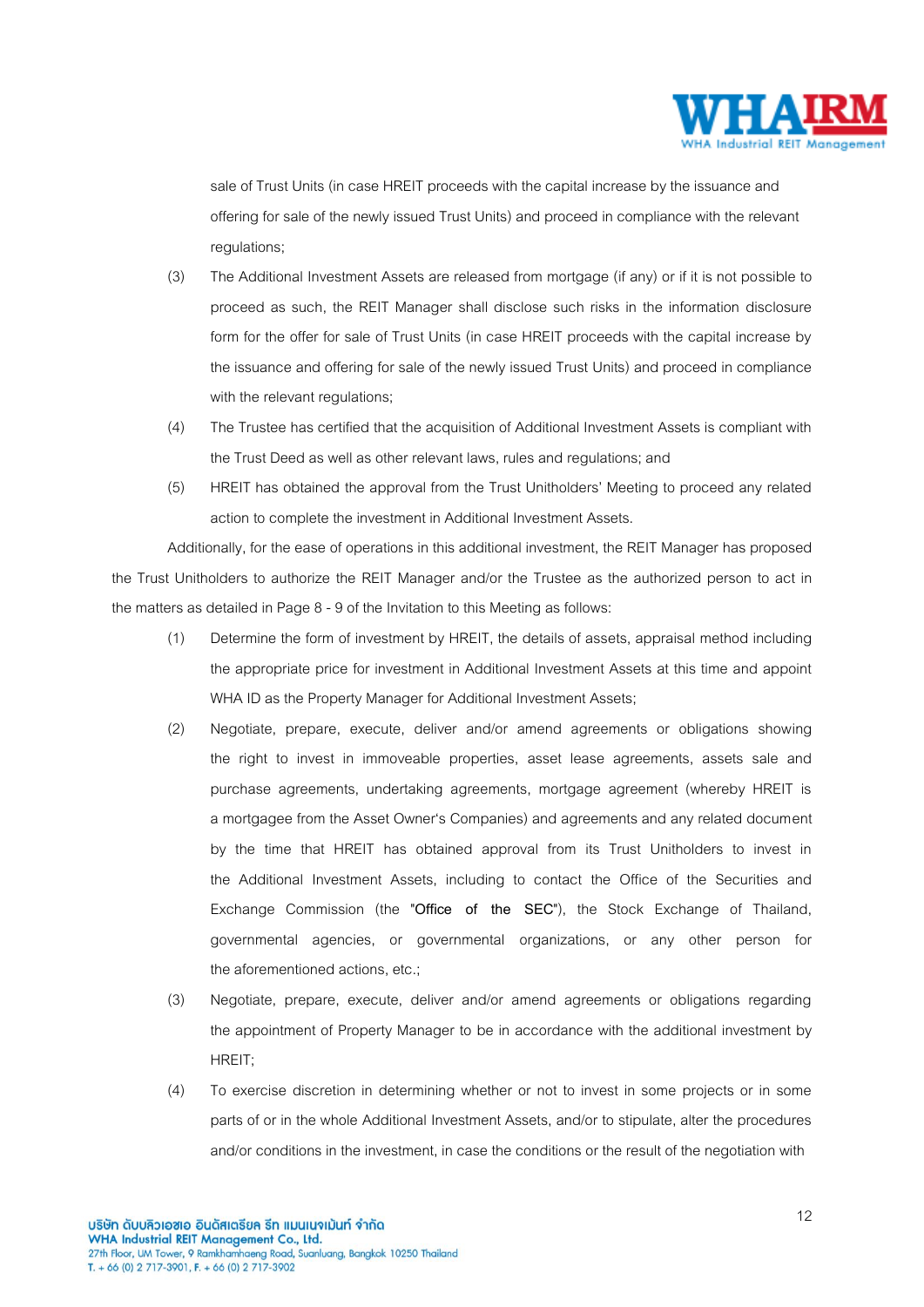sale of Trust Units (in case HREIT proceeds with the capital increase by the issuance and offering for sale of the newly issued Trust Units) and proceed in compliance with the relevant regulations;

(3) The Additional Investment Assets are released from mortgage (if any) or if it is not possible to proceed as such, the REIT Manager shall disclose such risks in the information disclosure form for the offer for sale of Trust Units (in case HREIT proceeds with the capital increase by the issuance and offering for sale of the newly issued Trust Units) and proceed in compliance with the relevant regulations;

(4) The Trustee has certified that the acquisition of Additional Investment Assets is compliant with the Trust Deed as well as other relevant laws, rules and regulations; and

(5) HREIT has obtained the approval from the Trust Unitholders' Meeting to proceed any related action to complete the investment in Additional Investment Assets.

Additionally, for the ease of operations in this additional investment, the REIT Manager has proposed the Trust Unitholders to authorize the REIT Manager and/or the Trustee as the authorized person to act in the matters as detailed in Page 8 - 9 of the Invitation to this Meeting as follows:

(1) Determine the form of investment by HREIT, the details of assets, appraisal method including the appropriate price for investment in Additional Investment Assets at this time and appoint WHA ID as the Property Manager for Additional Investment Assets;

(2) Negotiate, prepare, execute, deliver and/or amend agreements or obligations showing the right to invest in immoveable properties, asset lease agreements, assets sale and purchase agreements, undertaking agreements, mortgage agreement (whereby HREIT is a mortgagee from the Asset Owner's Companies) and agreements and any related document by the time that HREIT has obtained approval from its Trust Unitholders to invest in the Additional Investment Assets, including to contact the Office of the Securities and Exchange Commission (the "Office of the SEC"), the Stock Exchange of Thailand, governmental agencies, or governmental organizations, or any other person for the aforementioned actions, etc.;

(3) Negotiate, prepare, execute, deliver and/or amend agreements or obligations regarding the appointment of Property Manager to be in accordance with the additional investment by HREIT;

(4) To exercise discretion in determining whether or not to invest in some projects or in some parts of or in the whole Additional Investment Assets, and/or to stipulate, alter the procedures and/or conditions in the investment, in case the conditions or the result of the negotiation with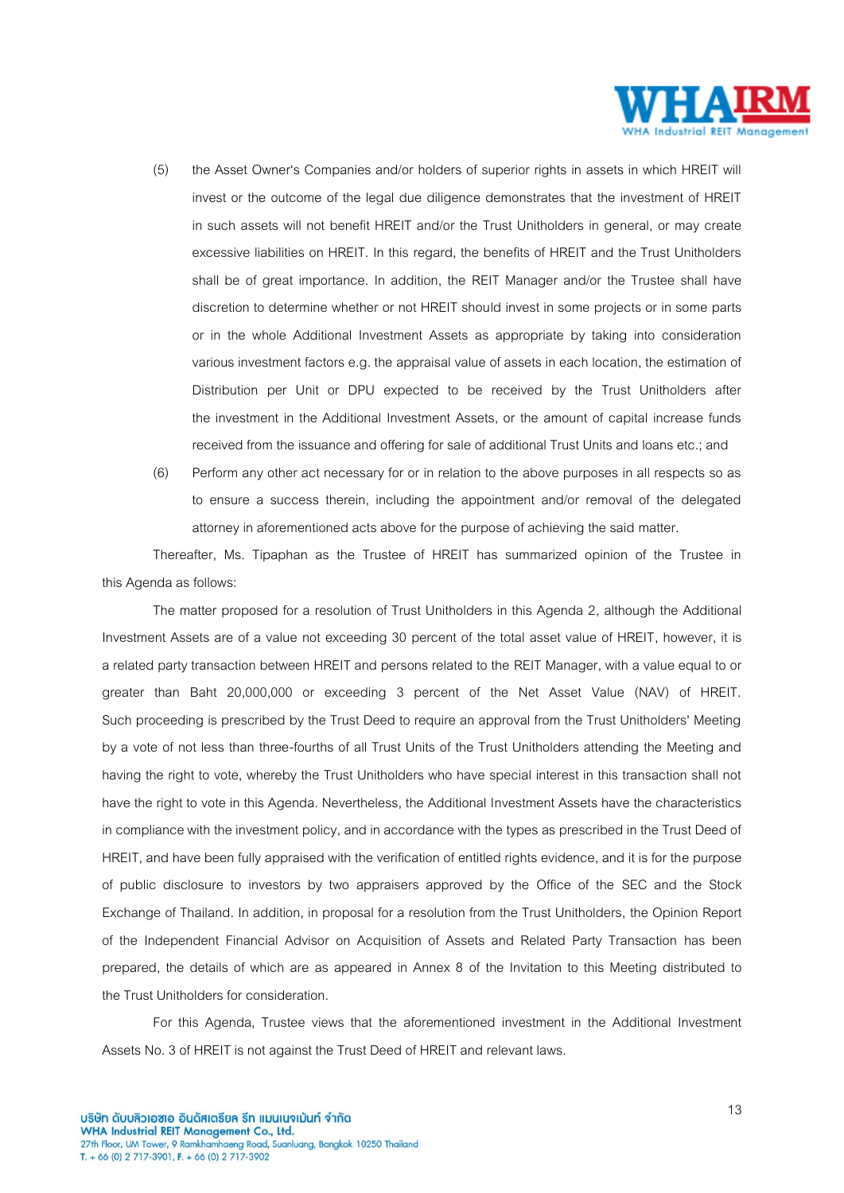(5) the Asset Owner's Companies and/or holders of superior rights in assets in which HREIT will invest or the outcome of the legal due diligence demonstrates that the investment of HREIT in such assets will not benefit HREIT and/or the Trust Unitholders in general, or may create excessive liabilities on HREIT. In this regard, the benefits of HREIT and the Trust Unitholders shall be of great importance. In addition, the REIT Manager and/or the Trustee shall have discretion to determine whether or not HREIT should invest in some projects or in some parts or in the whole Additional Investment Assets as appropriate by taking into consideration various investment factors e.g. the appraisal value of assets in each location, the estimation of Distribution per Unit or DPU expected to be received by the Trust Unitholders after the investment in the Additional Investment Assets, or the amount of capital increase funds received from the issuance and offering for sale of additional Trust Units and loans etc.; and

(6) Perform any other act necessary for or in relation to the above purposes in all respects so as to ensure a success therein, including the appointment and/or removal of the delegated attorney in aforementioned acts above for the purpose of achieving the said matter.

Thereafter, Ms. Tipaphan as the Trustee of HREIT has summarized opinion of the Trustee in this Agenda as follows:

The matter proposed for a resolution of Trust Unitholders in this Agenda 2, although the Additional Investment Assets are of a value not exceeding 30 percent of the total asset value of HREIT, however, it is a related party transaction between HREIT and persons related to the REIT Manager, with a value equal to or greater than Baht 20,000,000 or exceeding 3 percent of the Net Asset Value (NAV) of HREIT. Such proceeding is prescribed by the Trust Deed to require an approval from the Trust Unitholders' Meeting by a vote of not less than three-fourths of all Trust Units of the Trust Unitholders attending the Meeting and having the right to vote, whereby the Trust Unitholders who have special interest in this transaction shall not have the right to vote in this Agenda. Nevertheless, the Additional Investment Assets have the characteristics in compliance with the investment policy, and in accordance with the types as prescribed in the Trust Deed of HREIT, and have been fully appraised with the verification of entitled rights evidence, and it is for the purpose of public disclosure to investors by two appraisers approved by the Office of the SEC and the Stock Exchange of Thailand. In addition, in proposal for a resolution from the Trust Unitholders, the Opinion Report of the Independent Financial Advisor on Acquisition of Assets and Related Party Transaction has been prepared, the details of which are as appeared in Annex 8 of the Invitation to this Meeting distributed to the Trust Unitholders for consideration.

For this Agenda, Trustee views that the aforementioned investment in the Additional Investment Assets No. 3 of HREIT is not against the Trust Deed of HREIT and relevant laws.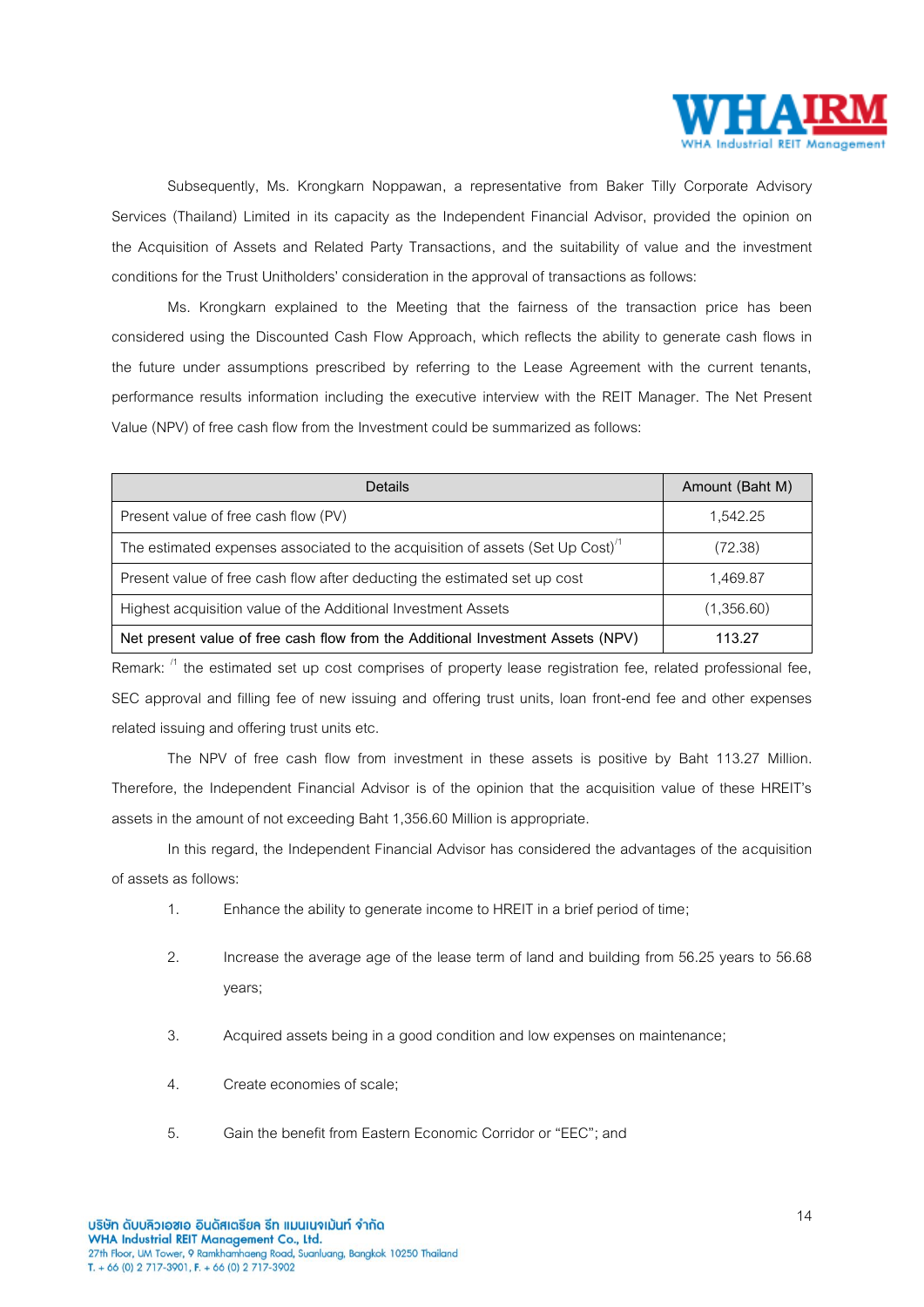Subsequently, Ms. Krongkarn Noppawan, a representative from Baker Tilly Corporate Advisory Services (Thailand) Limited in its capacity as the Independent Financial Advisor, provided the opinion on the Acquisition of Assets and Related Party Transactions, and the suitability of value and the investment conditions for the Trust Unitholders' consideration in the approval of transactions as follows:

Ms. Krongkarn explained to the Meeting that the fairness of the transaction price has been considered using the Discounted Cash Flow Approach, which reflects the ability to generate cash flows in the future under assumptions prescribed by referring to the Lease Agreement with the current tenants, performance results information including the executive interview with the REIT Manager. The Net Present Value (NPV) of free cash flow from the Investment could be summarized as follows:

| Details | Amount (Baht M) |
|---|---|
| Present value of free cash flow (PV) | 1,542.25 |
| The estimated expenses associated to the acquisition of assets (Set Up Cost)/1 | (72.38) |
| Present value of free cash flow after deducting the estimated set up cost | 1,469.87 |
| Highest acquisition value of the Additional Investment Assets | (1,356.60) |
| **Net present value of free cash flow from the Additional Investment Assets (NPV)** | **113.27** |

Remark: /1 the estimated set up cost comprises of property lease registration fee, related professional fee, SEC approval and filling fee of new issuing and offering trust units, loan front-end fee and other expenses related issuing and offering trust units etc.

The NPV of free cash flow from investment in these assets is positive by Baht 113.27 Million. Therefore, the Independent Financial Advisor is of the opinion that the acquisition value of these HREIT's assets in the amount of not exceeding Baht 1,356.60 Million is appropriate.

In this regard, the Independent Financial Advisor has considered the advantages of the acquisition of assets as follows:

1. Enhance the ability to generate income to HREIT in a brief period of time;
2. Increase the average age of the lease term of land and building from 56.25 years to 56.68 years;
3. Acquired assets being in a good condition and low expenses on maintenance;
4. Create economies of scale;
5. Gain the benefit from Eastern Economic Corridor or "EEC"; and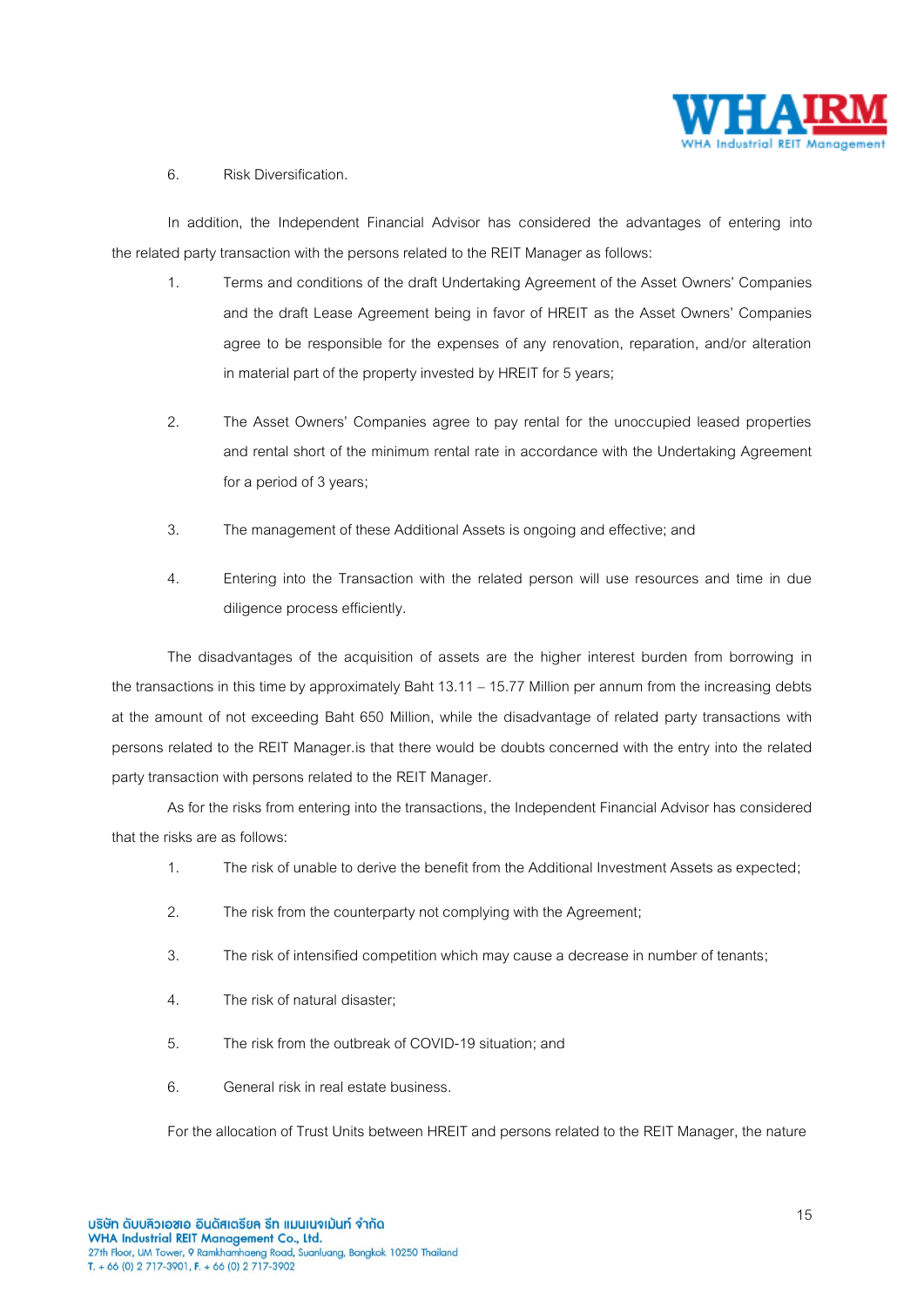6. Risk Diversification.

In addition, the Independent Financial Advisor has considered the advantages of entering into the related party transaction with the persons related to the REIT Manager as follows:

1. Terms and conditions of the draft Undertaking Agreement of the Asset Owners' Companies and the draft Lease Agreement being in favor of HREIT as the Asset Owners' Companies agree to be responsible for the expenses of any renovation, reparation, and/or alteration in material part of the property invested by HREIT for 5 years;

2. The Asset Owners' Companies agree to pay rental for the unoccupied leased properties and rental short of the minimum rental rate in accordance with the Undertaking Agreement for a period of 3 years;

3. The management of these Additional Assets is ongoing and effective; and

4. Entering into the Transaction with the related person will use resources and time in due diligence process efficiently.

The disadvantages of the acquisition of assets are the higher interest burden from borrowing in the transactions in this time by approximately Baht 13.11 – 15.77 Million per annum from the increasing debts at the amount of not exceeding Baht 650 Million, while the disadvantage of related party transactions with persons related to the REIT Manager.is that there would be doubts concerned with the entry into the related party transaction with persons related to the REIT Manager.

As for the risks from entering into the transactions, the Independent Financial Advisor has considered that the risks are as follows:

1. The risk of unable to derive the benefit from the Additional Investment Assets as expected;

2. The risk from the counterparty not complying with the Agreement;

3. The risk of intensified competition which may cause a decrease in number of tenants;

4. The risk of natural disaster;

5. The risk from the outbreak of COVID-19 situation; and

6. General risk in real estate business.

For the allocation of Trust Units between HREIT and persons related to the REIT Manager, the nature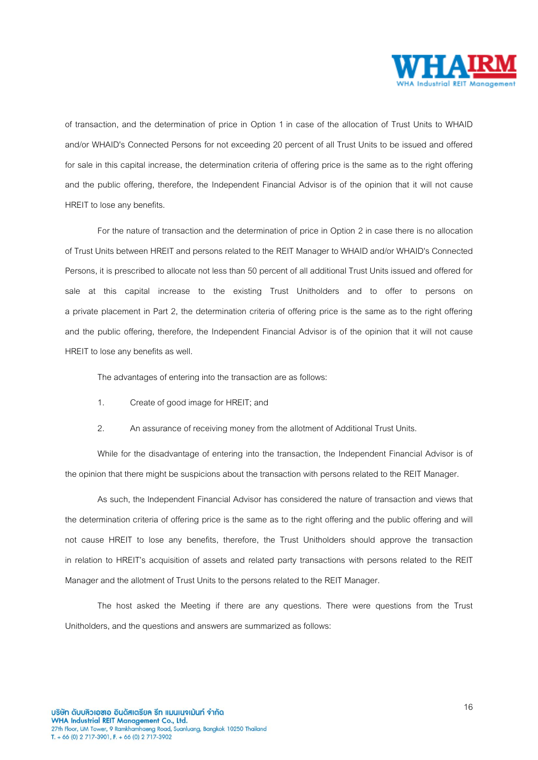of transaction, and the determination of price in Option 1 in case of the allocation of Trust Units to WHAID and/or WHAID's Connected Persons for not exceeding 20 percent of all Trust Units to be issued and offered for sale in this capital increase, the determination criteria of offering price is the same as to the right offering and the public offering, therefore, the Independent Financial Advisor is of the opinion that it will not cause HREIT to lose any benefits.

For the nature of transaction and the determination of price in Option 2 in case there is no allocation of Trust Units between HREIT and persons related to the REIT Manager to WHAID and/or WHAID's Connected Persons, it is prescribed to allocate not less than 50 percent of all additional Trust Units issued and offered for sale at this capital increase to the existing Trust Unitholders and to offer to persons on a private placement in Part 2, the determination criteria of offering price is the same as to the right offering and the public offering, therefore, the Independent Financial Advisor is of the opinion that it will not cause HREIT to lose any benefits as well.

The advantages of entering into the transaction are as follows:

1. Create of good image for HREIT; and
2. An assurance of receiving money from the allotment of Additional Trust Units.

While for the disadvantage of entering into the transaction, the Independent Financial Advisor is of the opinion that there might be suspicions about the transaction with persons related to the REIT Manager.

As such, the Independent Financial Advisor has considered the nature of transaction and views that the determination criteria of offering price is the same as to the right offering and the public offering and will not cause HREIT to lose any benefits, therefore, the Trust Unitholders should approve the transaction in relation to HREIT's acquisition of assets and related party transactions with persons related to the REIT Manager and the allotment of Trust Units to the persons related to the REIT Manager.

The host asked the Meeting if there are any questions. There were questions from the Trust Unitholders, and the questions and answers are summarized as follows: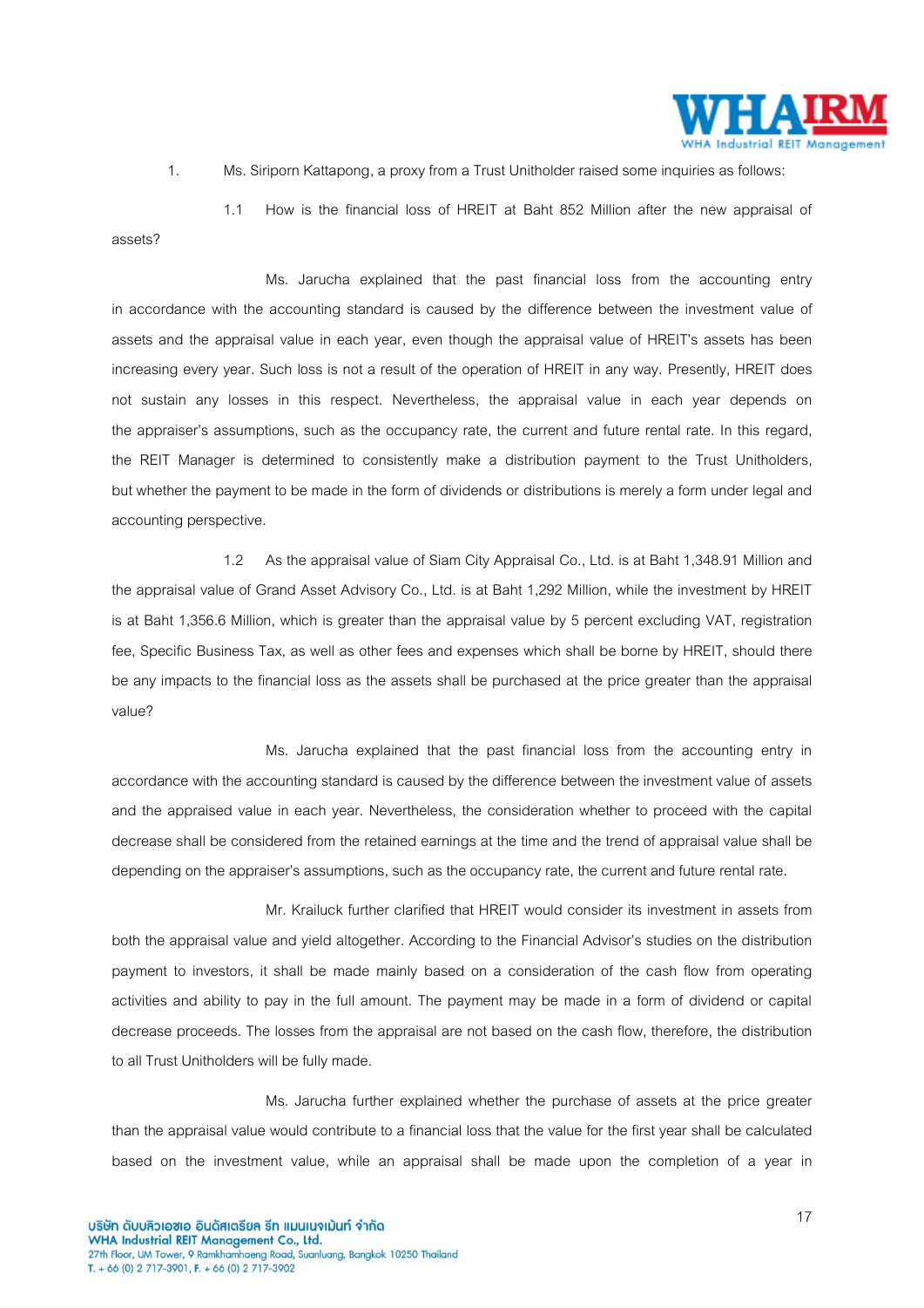1. Ms. Siriporn Kattapong, a proxy from a Trust Unitholder raised some inquiries as follows:

1.1 How is the financial loss of HREIT at Baht 852 Million after the new appraisal of assets?

Ms. Jarucha explained that the past financial loss from the accounting entry in accordance with the accounting standard is caused by the difference between the investment value of assets and the appraisal value in each year, even though the appraisal value of HREIT's assets has been increasing every year. Such loss is not a result of the operation of HREIT in any way. Presently, HREIT does not sustain any losses in this respect. Nevertheless, the appraisal value in each year depends on the appraiser's assumptions, such as the occupancy rate, the current and future rental rate. In this regard, the REIT Manager is determined to consistently make a distribution payment to the Trust Unitholders, but whether the payment to be made in the form of dividends or distributions is merely a form under legal and accounting perspective.

1.2 As the appraisal value of Siam City Appraisal Co., Ltd. is at Baht 1,348.91 Million and the appraisal value of Grand Asset Advisory Co., Ltd. is at Baht 1,292 Million, while the investment by HREIT is at Baht 1,356.6 Million, which is greater than the appraisal value by 5 percent excluding VAT, registration fee, Specific Business Tax, as well as other fees and expenses which shall be borne by HREIT, should there be any impacts to the financial loss as the assets shall be purchased at the price greater than the appraisal value?

Ms. Jarucha explained that the past financial loss from the accounting entry in accordance with the accounting standard is caused by the difference between the investment value of assets and the appraised value in each year. Nevertheless, the consideration whether to proceed with the capital decrease shall be considered from the retained earnings at the time and the trend of appraisal value shall be depending on the appraiser's assumptions, such as the occupancy rate, the current and future rental rate.

Mr. Krailuck further clarified that HREIT would consider its investment in assets from both the appraisal value and yield altogether. According to the Financial Advisor's studies on the distribution payment to investors, it shall be made mainly based on a consideration of the cash flow from operating activities and ability to pay in the full amount. The payment may be made in a form of dividend or capital decrease proceeds. The losses from the appraisal are not based on the cash flow, therefore, the distribution to all Trust Unitholders will be fully made.

Ms. Jarucha further explained whether the purchase of assets at the price greater than the appraisal value would contribute to a financial loss that the value for the first year shall be calculated based on the investment value, while an appraisal shall be made upon the completion of a year in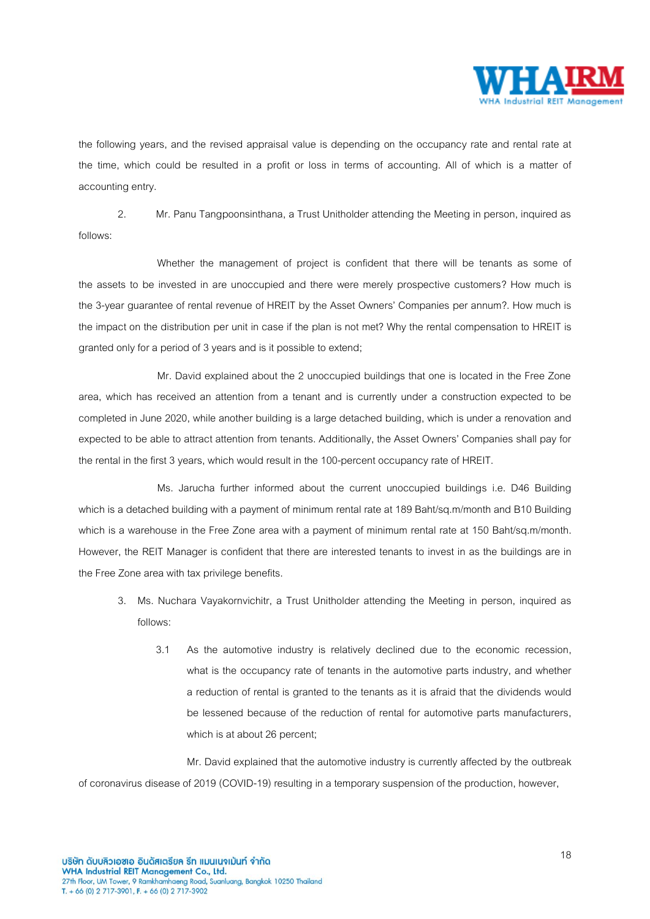the following years, and the revised appraisal value is depending on the occupancy rate and rental rate at the time, which could be resulted in a profit or loss in terms of accounting. All of which is a matter of accounting entry.

2. Mr. Panu Tangpoonsinthana, a Trust Unitholder attending the Meeting in person, inquired as follows:

Whether the management of project is confident that there will be tenants as some of the assets to be invested in are unoccupied and there were merely prospective customers? How much is the 3-year guarantee of rental revenue of HREIT by the Asset Owners' Companies per annum?. How much is the impact on the distribution per unit in case if the plan is not met? Why the rental compensation to HREIT is granted only for a period of 3 years and is it possible to extend;

Mr. David explained about the 2 unoccupied buildings that one is located in the Free Zone area, which has received an attention from a tenant and is currently under a construction expected to be completed in June 2020, while another building is a large detached building, which is under a renovation and expected to be able to attract attention from tenants. Additionally, the Asset Owners' Companies shall pay for the rental in the first 3 years, which would result in the 100-percent occupancy rate of HREIT.

Ms. Jarucha further informed about the current unoccupied buildings i.e. D46 Building which is a detached building with a payment of minimum rental rate at 189 Baht/sq.m/month and B10 Building which is a warehouse in the Free Zone area with a payment of minimum rental rate at 150 Baht/sq.m/month. However, the REIT Manager is confident that there are interested tenants to invest in as the buildings are in the Free Zone area with tax privilege benefits.

3. Ms. Nuchara Vayakornvichitr, a Trust Unitholder attending the Meeting in person, inquired as follows:

   3.1 As the automotive industry is relatively declined due to the economic recession, what is the occupancy rate of tenants in the automotive parts industry, and whether a reduction of rental is granted to the tenants as it is afraid that the dividends would be lessened because of the reduction of rental for automotive parts manufacturers, which is at about 26 percent;

Mr. David explained that the automotive industry is currently affected by the outbreak of coronavirus disease of 2019 (COVID-19) resulting in a temporary suspension of the production, however,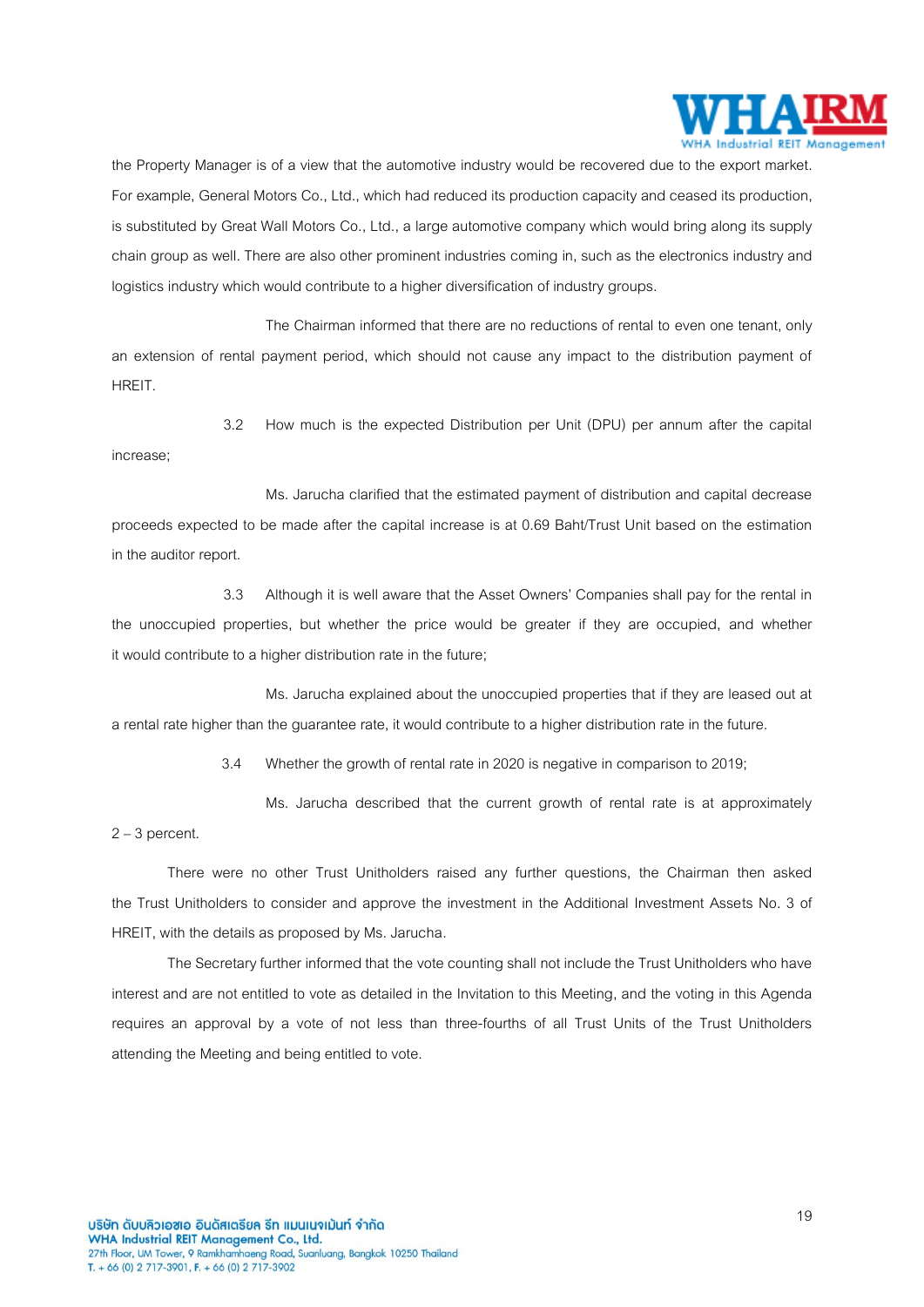the Property Manager is of a view that the automotive industry would be recovered due to the export market. For example, General Motors Co., Ltd., which had reduced its production capacity and ceased its production, is substituted by Great Wall Motors Co., Ltd., a large automotive company which would bring along its supply chain group as well. There are also other prominent industries coming in, such as the electronics industry and logistics industry which would contribute to a higher diversification of industry groups.

The Chairman informed that there are no reductions of rental to even one tenant, only an extension of rental payment period, which should not cause any impact to the distribution payment of HREIT.

3.2 How much is the expected Distribution per Unit (DPU) per annum after the capital increase;

Ms. Jarucha clarified that the estimated payment of distribution and capital decrease proceeds expected to be made after the capital increase is at 0.69 Baht/Trust Unit based on the estimation in the auditor report.

3.3 Although it is well aware that the Asset Owners' Companies shall pay for the rental in the unoccupied properties, but whether the price would be greater if they are occupied, and whether it would contribute to a higher distribution rate in the future;

Ms. Jarucha explained about the unoccupied properties that if they are leased out at a rental rate higher than the guarantee rate, it would contribute to a higher distribution rate in the future.

3.4 Whether the growth of rental rate in 2020 is negative in comparison to 2019;

Ms. Jarucha described that the current growth of rental rate is at approximately 2 – 3 percent.

There were no other Trust Unitholders raised any further questions, the Chairman then asked the Trust Unitholders to consider and approve the investment in the Additional Investment Assets No. 3 of HREIT, with the details as proposed by Ms. Jarucha.

The Secretary further informed that the vote counting shall not include the Trust Unitholders who have interest and are not entitled to vote as detailed in the Invitation to this Meeting, and the voting in this Agenda requires an approval by a vote of not less than three-fourths of all Trust Units of the Trust Unitholders attending the Meeting and being entitled to vote.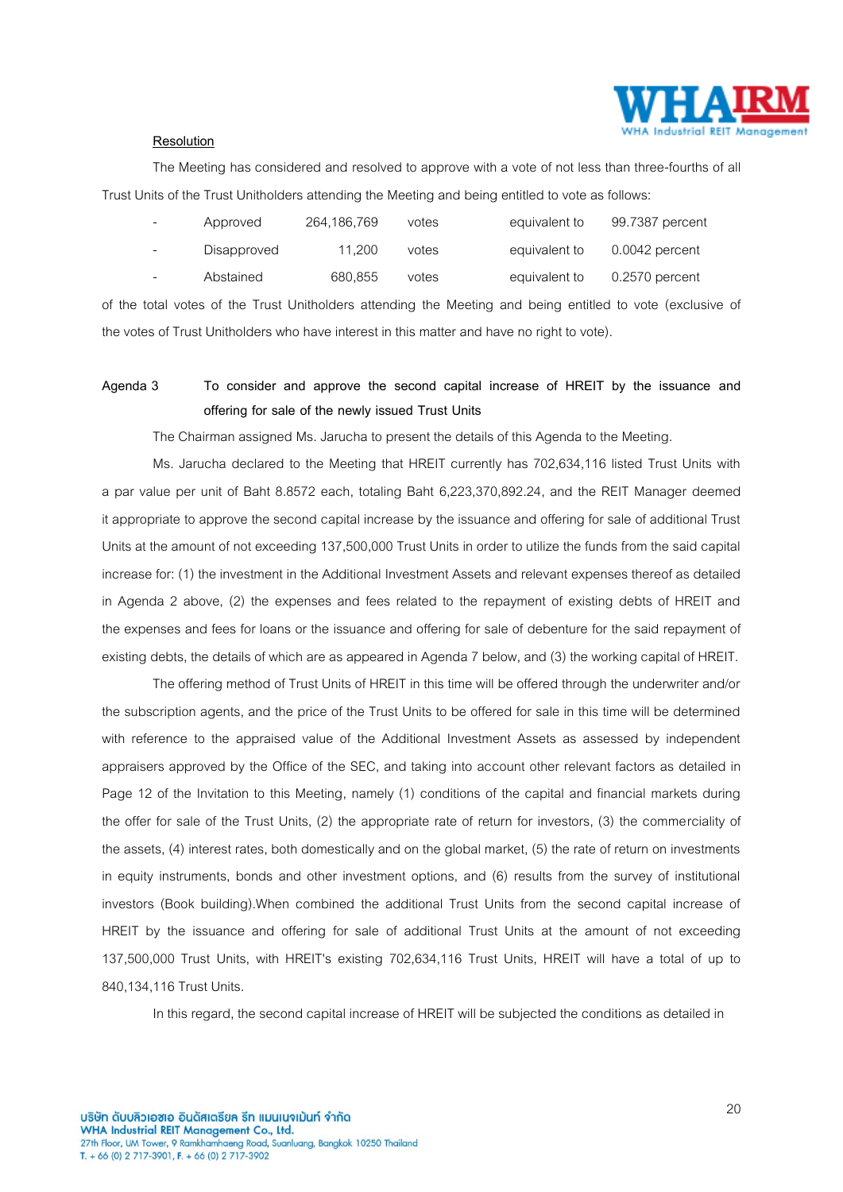**Resolution**

The Meeting has considered and resolved to approve with a vote of not less than three-fourths of all Trust Units of the Trust Unitholders attending the Meeting and being entitled to vote as follows:

| | | | | | |
|---|---|---|---|---|---|
| - | Approved | 264,186,769 | votes | equivalent to | 99.7387 percent |
| - | Disapproved | 11,200 | votes | equivalent to | 0.0042 percent |
| - | Abstained | 680,855 | votes | equivalent to | 0.2570 percent |

of the total votes of the Trust Unitholders attending the Meeting and being entitled to vote (exclusive of the votes of Trust Unitholders who have interest in this matter and have no right to vote).

**Agenda 3 To consider and approve the second capital increase of HREIT by the issuance and offering for sale of the newly issued Trust Units**

The Chairman assigned Ms. Jarucha to present the details of this Agenda to the Meeting.

Ms. Jarucha declared to the Meeting that HREIT currently has 702,634,116 listed Trust Units with a par value per unit of Baht 8.8572 each, totaling Baht 6,223,370,892.24, and the REIT Manager deemed it appropriate to approve the second capital increase by the issuance and offering for sale of additional Trust Units at the amount of not exceeding 137,500,000 Trust Units in order to utilize the funds from the said capital increase for: (1) the investment in the Additional Investment Assets and relevant expenses thereof as detailed in Agenda 2 above, (2) the expenses and fees related to the repayment of existing debts of HREIT and the expenses and fees for loans or the issuance and offering for sale of debenture for the said repayment of existing debts, the details of which are as appeared in Agenda 7 below, and (3) the working capital of HREIT.

The offering method of Trust Units of HREIT in this time will be offered through the underwriter and/or the subscription agents, and the price of the Trust Units to be offered for sale in this time will be determined with reference to the appraised value of the Additional Investment Assets as assessed by independent appraisers approved by the Office of the SEC, and taking into account other relevant factors as detailed in Page 12 of the Invitation to this Meeting, namely (1) conditions of the capital and financial markets during the offer for sale of the Trust Units, (2) the appropriate rate of return for investors, (3) the commerciality of the assets, (4) interest rates, both domestically and on the global market, (5) the rate of return on investments in equity instruments, bonds and other investment options, and (6) results from the survey of institutional investors (Book building).When combined the additional Trust Units from the second capital increase of HREIT by the issuance and offering for sale of additional Trust Units at the amount of not exceeding 137,500,000 Trust Units, with HREIT's existing 702,634,116 Trust Units, HREIT will have a total of up to 840,134,116 Trust Units.

In this regard, the second capital increase of HREIT will be subjected the conditions as detailed in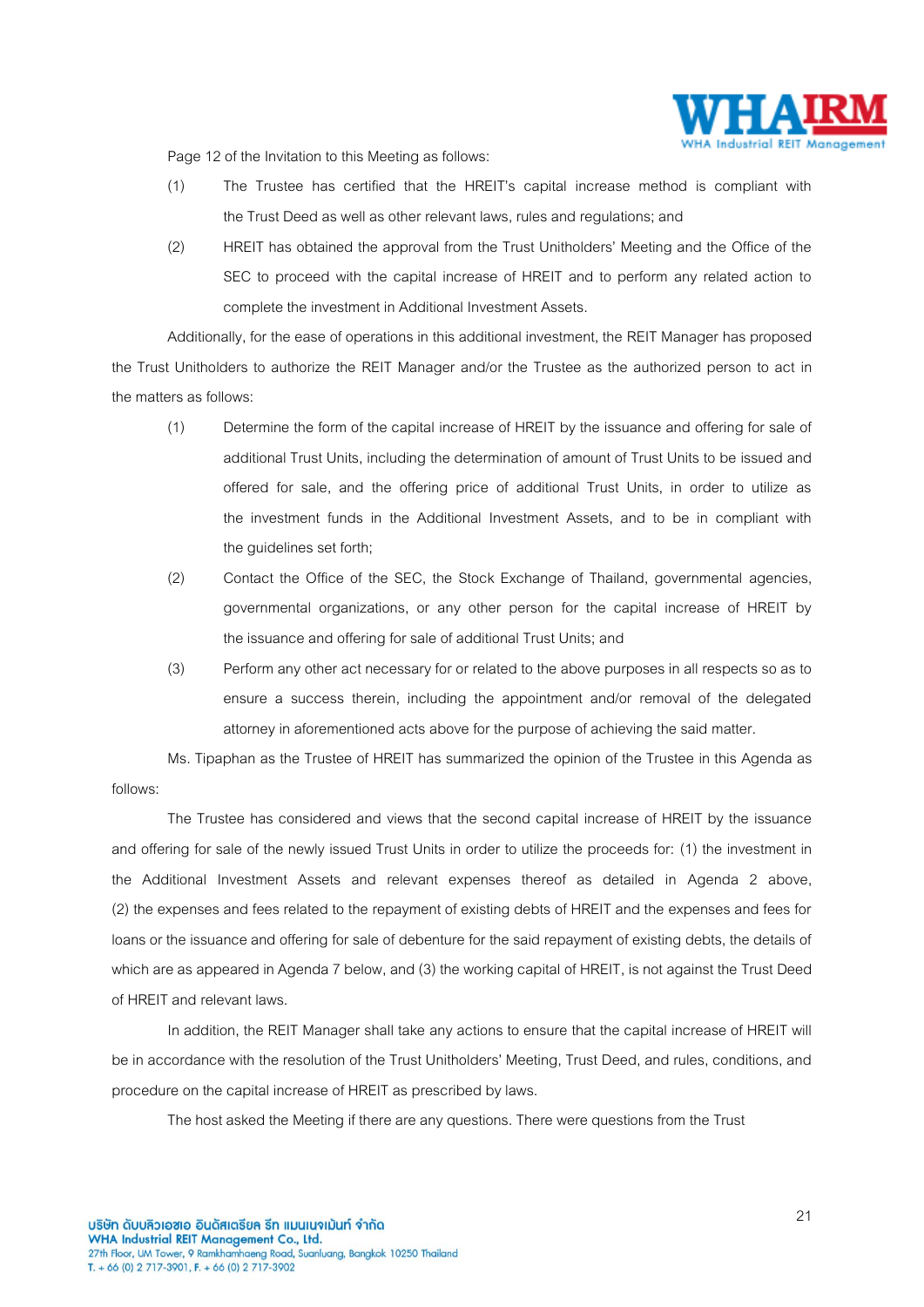Page 12 of the Invitation to this Meeting as follows:

(1) The Trustee has certified that the HREIT's capital increase method is compliant with the Trust Deed as well as other relevant laws, rules and regulations; and

(2) HREIT has obtained the approval from the Trust Unitholders' Meeting and the Office of the SEC to proceed with the capital increase of HREIT and to perform any related action to complete the investment in Additional Investment Assets.

Additionally, for the ease of operations in this additional investment, the REIT Manager has proposed the Trust Unitholders to authorize the REIT Manager and/or the Trustee as the authorized person to act in the matters as follows:

(1) Determine the form of the capital increase of HREIT by the issuance and offering for sale of additional Trust Units, including the determination of amount of Trust Units to be issued and offered for sale, and the offering price of additional Trust Units, in order to utilize as the investment funds in the Additional Investment Assets, and to be in compliant with the guidelines set forth;

(2) Contact the Office of the SEC, the Stock Exchange of Thailand, governmental agencies, governmental organizations, or any other person for the capital increase of HREIT by the issuance and offering for sale of additional Trust Units; and

(3) Perform any other act necessary for or related to the above purposes in all respects so as to ensure a success therein, including the appointment and/or removal of the delegated attorney in aforementioned acts above for the purpose of achieving the said matter.

Ms. Tipaphan as the Trustee of HREIT has summarized the opinion of the Trustee in this Agenda as follows:

The Trustee has considered and views that the second capital increase of HREIT by the issuance and offering for sale of the newly issued Trust Units in order to utilize the proceeds for: (1) the investment in the Additional Investment Assets and relevant expenses thereof as detailed in Agenda 2 above, (2) the expenses and fees related to the repayment of existing debts of HREIT and the expenses and fees for loans or the issuance and offering for sale of debenture for the said repayment of existing debts, the details of which are as appeared in Agenda 7 below, and (3) the working capital of HREIT, is not against the Trust Deed of HREIT and relevant laws.

In addition, the REIT Manager shall take any actions to ensure that the capital increase of HREIT will be in accordance with the resolution of the Trust Unitholders' Meeting, Trust Deed, and rules, conditions, and procedure on the capital increase of HREIT as prescribed by laws.

The host asked the Meeting if there are any questions. There were questions from the Trust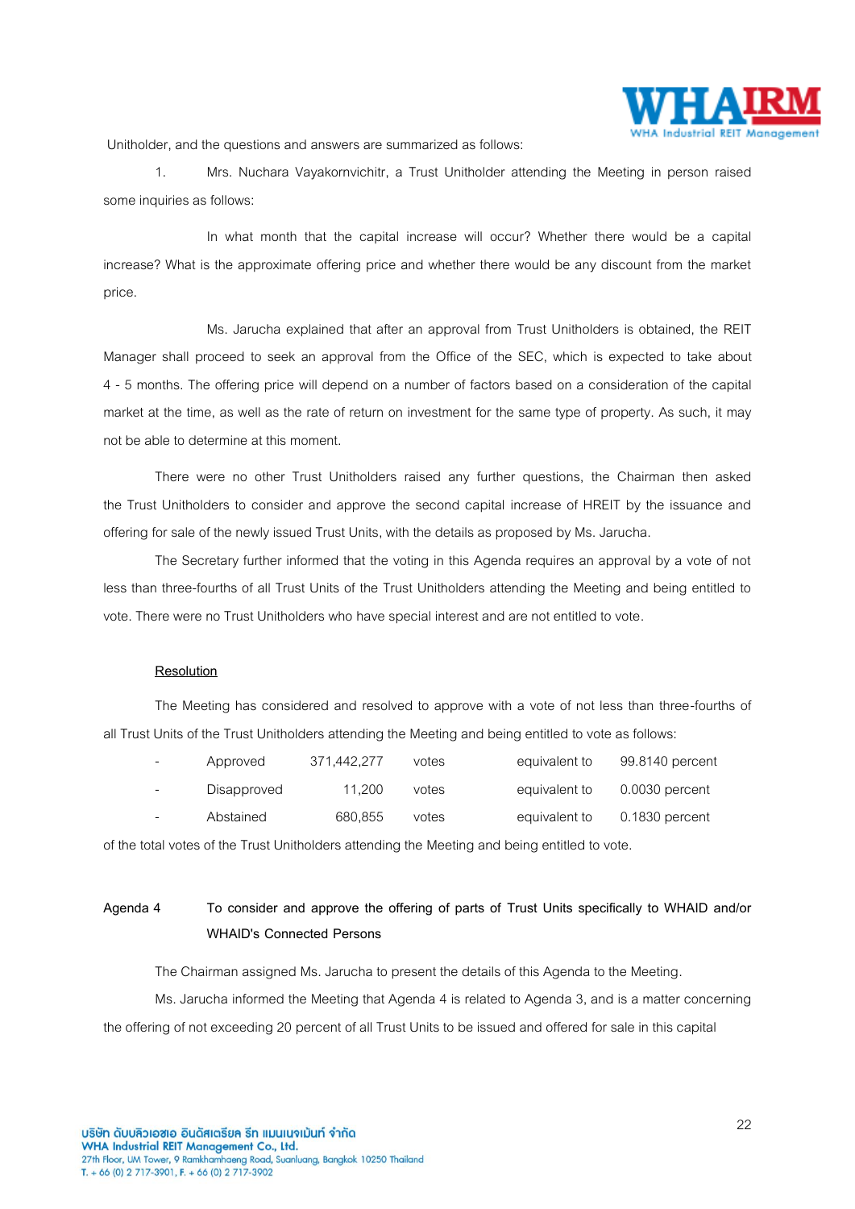Unitholder, and the questions and answers are summarized as follows:

1. Mrs. Nuchara Vayakornvichitr, a Trust Unitholder attending the Meeting in person raised some inquiries as follows:

In what month that the capital increase will occur? Whether there would be a capital increase? What is the approximate offering price and whether there would be any discount from the market price.

Ms. Jarucha explained that after an approval from Trust Unitholders is obtained, the REIT Manager shall proceed to seek an approval from the Office of the SEC, which is expected to take about 4 - 5 months. The offering price will depend on a number of factors based on a consideration of the capital market at the time, as well as the rate of return on investment for the same type of property. As such, it may not be able to determine at this moment.

There were no other Trust Unitholders raised any further questions, the Chairman then asked the Trust Unitholders to consider and approve the second capital increase of HREIT by the issuance and offering for sale of the newly issued Trust Units, with the details as proposed by Ms. Jarucha.

The Secretary further informed that the voting in this Agenda requires an approval by a vote of not less than three-fourths of all Trust Units of the Trust Unitholders attending the Meeting and being entitled to vote. There were no Trust Unitholders who have special interest and are not entitled to vote.

<u>Resolution</u>

The Meeting has considered and resolved to approve with a vote of not less than three-fourths of all Trust Units of the Trust Unitholders attending the Meeting and being entitled to vote as follows:

| | | | | | |
|---|---|---|---|---|---|
| - | Approved | 371,442,277 | votes | equivalent to | 99.8140 percent |
| - | Disapproved | 11,200 | votes | equivalent to | 0.0030 percent |
| - | Abstained | 680,855 | votes | equivalent to | 0.1830 percent |

of the total votes of the Trust Unitholders attending the Meeting and being entitled to vote.

**Agenda 4 To consider and approve the offering of parts of Trust Units specifically to WHAID and/or WHAID's Connected Persons**

The Chairman assigned Ms. Jarucha to present the details of this Agenda to the Meeting.

Ms. Jarucha informed the Meeting that Agenda 4 is related to Agenda 3, and is a matter concerning the offering of not exceeding 20 percent of all Trust Units to be issued and offered for sale in this capital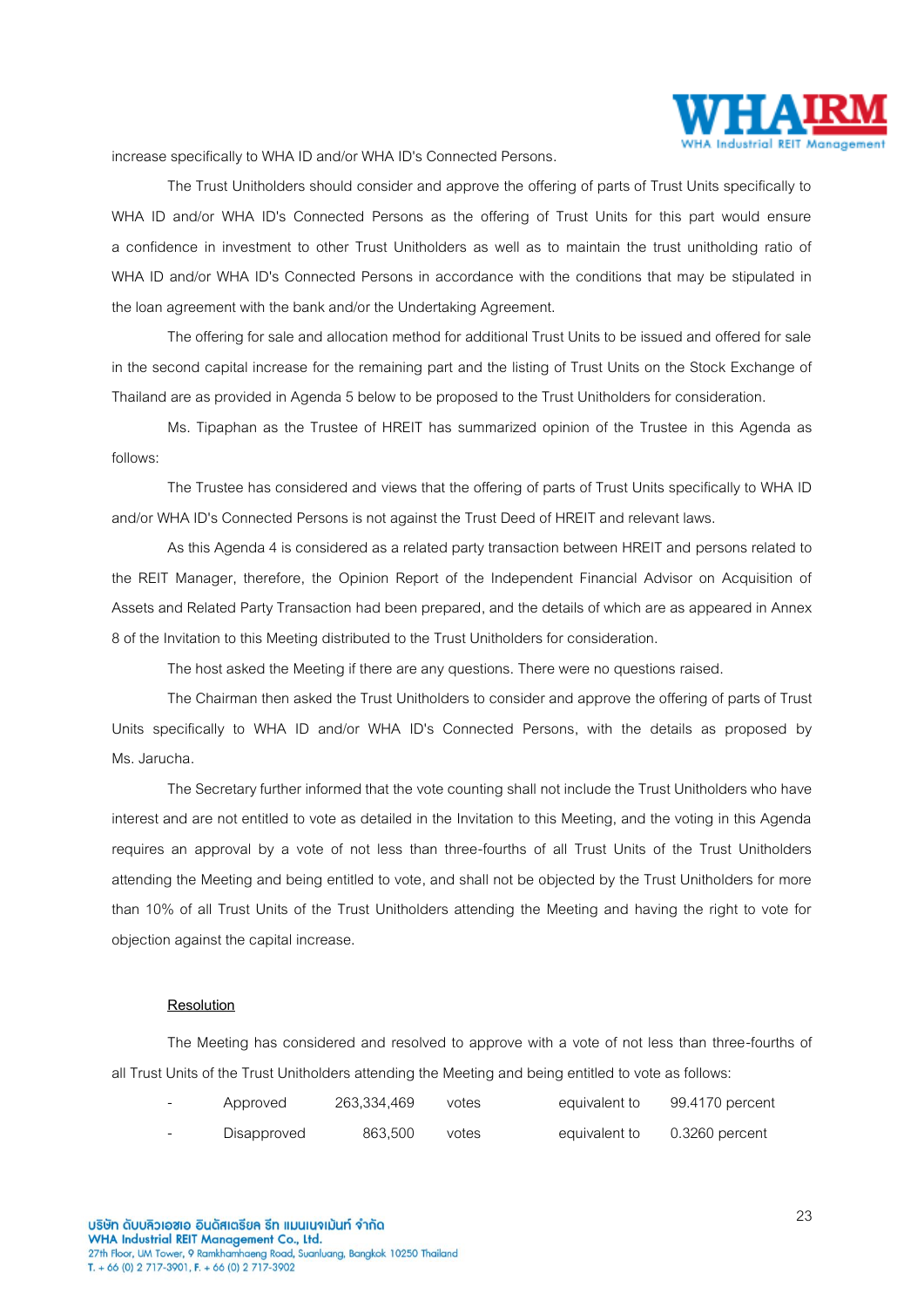increase specifically to WHA ID and/or WHA ID's Connected Persons.

The Trust Unitholders should consider and approve the offering of parts of Trust Units specifically to WHA ID and/or WHA ID's Connected Persons as the offering of Trust Units for this part would ensure a confidence in investment to other Trust Unitholders as well as to maintain the trust unitholding ratio of WHA ID and/or WHA ID's Connected Persons in accordance with the conditions that may be stipulated in the loan agreement with the bank and/or the Undertaking Agreement.

The offering for sale and allocation method for additional Trust Units to be issued and offered for sale in the second capital increase for the remaining part and the listing of Trust Units on the Stock Exchange of Thailand are as provided in Agenda 5 below to be proposed to the Trust Unitholders for consideration.

Ms. Tipaphan as the Trustee of HREIT has summarized opinion of the Trustee in this Agenda as follows:

The Trustee has considered and views that the offering of parts of Trust Units specifically to WHA ID and/or WHA ID's Connected Persons is not against the Trust Deed of HREIT and relevant laws.

As this Agenda 4 is considered as a related party transaction between HREIT and persons related to the REIT Manager, therefore, the Opinion Report of the Independent Financial Advisor on Acquisition of Assets and Related Party Transaction had been prepared, and the details of which are as appeared in Annex 8 of the Invitation to this Meeting distributed to the Trust Unitholders for consideration.

The host asked the Meeting if there are any questions. There were no questions raised.

The Chairman then asked the Trust Unitholders to consider and approve the offering of parts of Trust Units specifically to WHA ID and/or WHA ID's Connected Persons, with the details as proposed by Ms. Jarucha.

The Secretary further informed that the vote counting shall not include the Trust Unitholders who have interest and are not entitled to vote as detailed in the Invitation to this Meeting, and the voting in this Agenda requires an approval by a vote of not less than three-fourths of all Trust Units of the Trust Unitholders attending the Meeting and being entitled to vote, and shall not be objected by the Trust Unitholders for more than 10% of all Trust Units of the Trust Unitholders attending the Meeting and having the right to vote for objection against the capital increase.

<u>Resolution</u>

The Meeting has considered and resolved to approve with a vote of not less than three-fourths of all Trust Units of the Trust Unitholders attending the Meeting and being entitled to vote as follows:

| | | | | | |
|---|---|---|---|---|---|
| - | Approved | 263,334,469 | votes | equivalent to | 99.4170 percent |
| - | Disapproved | 863,500 | votes | equivalent to | 0.3260 percent |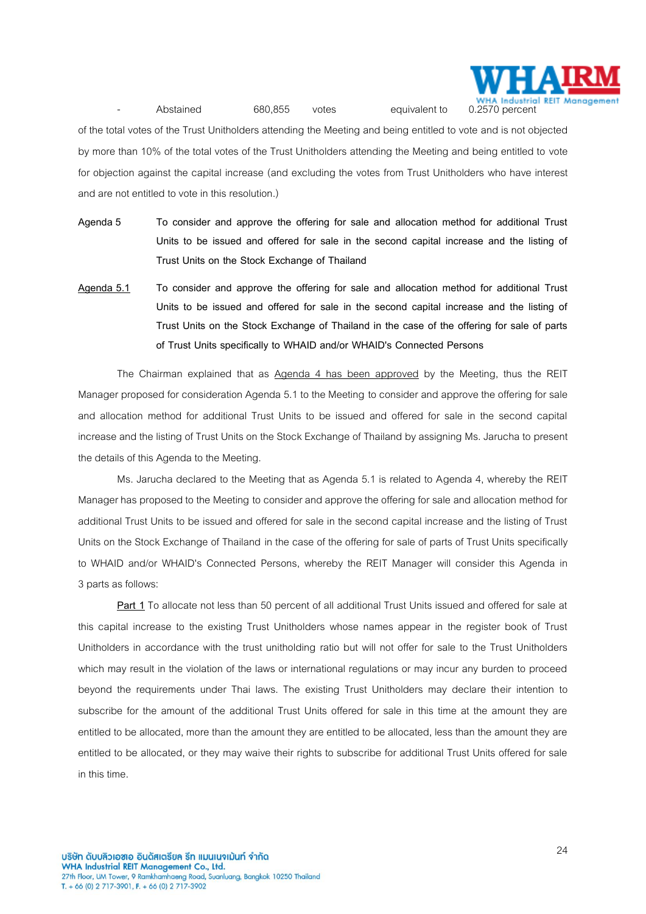- Abstained 680,855 votes equivalent to 0.2570 percent

of the total votes of the Trust Unitholders attending the Meeting and being entitled to vote and is not objected by more than 10% of the total votes of the Trust Unitholders attending the Meeting and being entitled to vote for objection against the capital increase (and excluding the votes from Trust Unitholders who have interest and are not entitled to vote in this resolution.)

**Agenda 5** **To consider and approve the offering for sale and allocation method for additional Trust Units to be issued and offered for sale in the second capital increase and the listing of Trust Units on the Stock Exchange of Thailand**

**Agenda 5.1** **To consider and approve the offering for sale and allocation method for additional Trust Units to be issued and offered for sale in the second capital increase and the listing of Trust Units on the Stock Exchange of Thailand in the case of the offering for sale of parts of Trust Units specifically to WHAID and/or WHAID's Connected Persons**

The Chairman explained that as Agenda 4 has been approved by the Meeting, thus the REIT Manager proposed for consideration Agenda 5.1 to the Meeting to consider and approve the offering for sale and allocation method for additional Trust Units to be issued and offered for sale in the second capital increase and the listing of Trust Units on the Stock Exchange of Thailand by assigning Ms. Jarucha to present the details of this Agenda to the Meeting.

Ms. Jarucha declared to the Meeting that as Agenda 5.1 is related to Agenda 4, whereby the REIT Manager has proposed to the Meeting to consider and approve the offering for sale and allocation method for additional Trust Units to be issued and offered for sale in the second capital increase and the listing of Trust Units on the Stock Exchange of Thailand in the case of the offering for sale of parts of Trust Units specifically to WHAID and/or WHAID's Connected Persons, whereby the REIT Manager will consider this Agenda in 3 parts as follows:

Part 1 To allocate not less than 50 percent of all additional Trust Units issued and offered for sale at this capital increase to the existing Trust Unitholders whose names appear in the register book of Trust Unitholders in accordance with the trust unitholding ratio but will not offer for sale to the Trust Unitholders which may result in the violation of the laws or international regulations or may incur any burden to proceed beyond the requirements under Thai laws. The existing Trust Unitholders may declare their intention to subscribe for the amount of the additional Trust Units offered for sale in this time at the amount they are entitled to be allocated, more than the amount they are entitled to be allocated, less than the amount they are entitled to be allocated, or they may waive their rights to subscribe for additional Trust Units offered for sale in this time.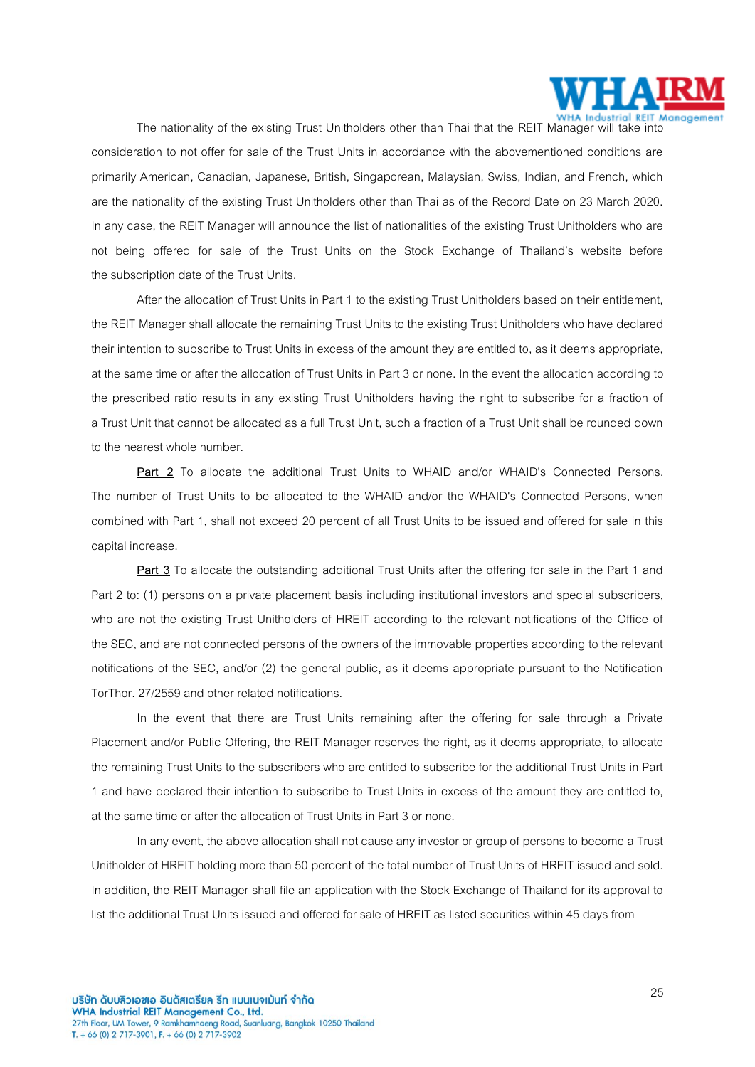The nationality of the existing Trust Unitholders other than Thai that the REIT Manager will take into consideration to not offer for sale of the Trust Units in accordance with the abovementioned conditions are primarily American, Canadian, Japanese, British, Singaporean, Malaysian, Swiss, Indian, and French, which are the nationality of the existing Trust Unitholders other than Thai as of the Record Date on 23 March 2020. In any case, the REIT Manager will announce the list of nationalities of the existing Trust Unitholders who are not being offered for sale of the Trust Units on the Stock Exchange of Thailand's website before the subscription date of the Trust Units.

After the allocation of Trust Units in Part 1 to the existing Trust Unitholders based on their entitlement, the REIT Manager shall allocate the remaining Trust Units to the existing Trust Unitholders who have declared their intention to subscribe to Trust Units in excess of the amount they are entitled to, as it deems appropriate, at the same time or after the allocation of Trust Units in Part 3 or none. In the event the allocation according to the prescribed ratio results in any existing Trust Unitholders having the right to subscribe for a fraction of a Trust Unit that cannot be allocated as a full Trust Unit, such a fraction of a Trust Unit shall be rounded down to the nearest whole number.

Part 2 To allocate the additional Trust Units to WHAID and/or WHAID's Connected Persons. The number of Trust Units to be allocated to the WHAID and/or the WHAID's Connected Persons, when combined with Part 1, shall not exceed 20 percent of all Trust Units to be issued and offered for sale in this capital increase.

Part 3 To allocate the outstanding additional Trust Units after the offering for sale in the Part 1 and Part 2 to: (1) persons on a private placement basis including institutional investors and special subscribers, who are not the existing Trust Unitholders of HREIT according to the relevant notifications of the Office of the SEC, and are not connected persons of the owners of the immovable properties according to the relevant notifications of the SEC, and/or (2) the general public, as it deems appropriate pursuant to the Notification TorThor. 27/2559 and other related notifications.

In the event that there are Trust Units remaining after the offering for sale through a Private Placement and/or Public Offering, the REIT Manager reserves the right, as it deems appropriate, to allocate the remaining Trust Units to the subscribers who are entitled to subscribe for the additional Trust Units in Part 1 and have declared their intention to subscribe to Trust Units in excess of the amount they are entitled to, at the same time or after the allocation of Trust Units in Part 3 or none.

In any event, the above allocation shall not cause any investor or group of persons to become a Trust Unitholder of HREIT holding more than 50 percent of the total number of Trust Units of HREIT issued and sold. In addition, the REIT Manager shall file an application with the Stock Exchange of Thailand for its approval to list the additional Trust Units issued and offered for sale of HREIT as listed securities within 45 days from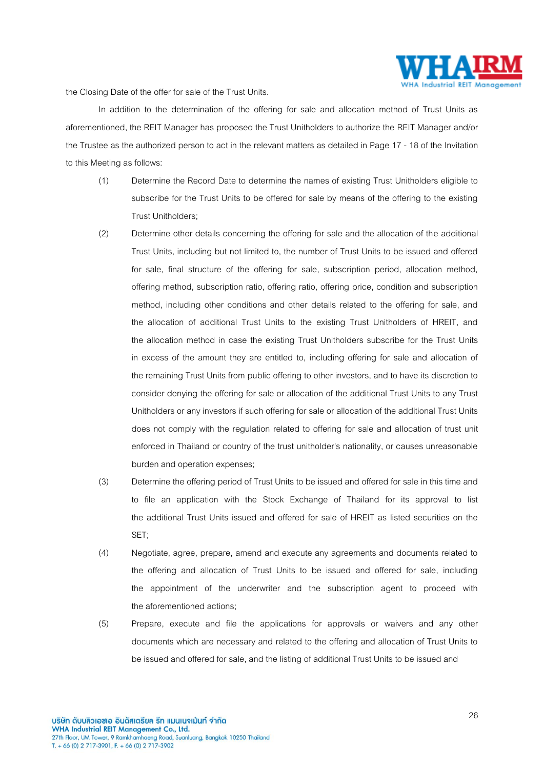the Closing Date of the offer for sale of the Trust Units.

In addition to the determination of the offering for sale and allocation method of Trust Units as aforementioned, the REIT Manager has proposed the Trust Unitholders to authorize the REIT Manager and/or the Trustee as the authorized person to act in the relevant matters as detailed in Page 17 - 18 of the Invitation to this Meeting as follows:

(1) Determine the Record Date to determine the names of existing Trust Unitholders eligible to subscribe for the Trust Units to be offered for sale by means of the offering to the existing Trust Unitholders;

(2) Determine other details concerning the offering for sale and the allocation of the additional Trust Units, including but not limited to, the number of Trust Units to be issued and offered for sale, final structure of the offering for sale, subscription period, allocation method, offering method, subscription ratio, offering ratio, offering price, condition and subscription method, including other conditions and other details related to the offering for sale, and the allocation of additional Trust Units to the existing Trust Unitholders of HREIT, and the allocation method in case the existing Trust Unitholders subscribe for the Trust Units in excess of the amount they are entitled to, including offering for sale and allocation of the remaining Trust Units from public offering to other investors, and to have its discretion to consider denying the offering for sale or allocation of the additional Trust Units to any Trust Unitholders or any investors if such offering for sale or allocation of the additional Trust Units does not comply with the regulation related to offering for sale and allocation of trust unit enforced in Thailand or country of the trust unitholder's nationality, or causes unreasonable burden and operation expenses;

(3) Determine the offering period of Trust Units to be issued and offered for sale in this time and to file an application with the Stock Exchange of Thailand for its approval to list the additional Trust Units issued and offered for sale of HREIT as listed securities on the SET;

(4) Negotiate, agree, prepare, amend and execute any agreements and documents related to the offering and allocation of Trust Units to be issued and offered for sale, including the appointment of the underwriter and the subscription agent to proceed with the aforementioned actions;

(5) Prepare, execute and file the applications for approvals or waivers and any other documents which are necessary and related to the offering and allocation of Trust Units to be issued and offered for sale, and the listing of additional Trust Units to be issued and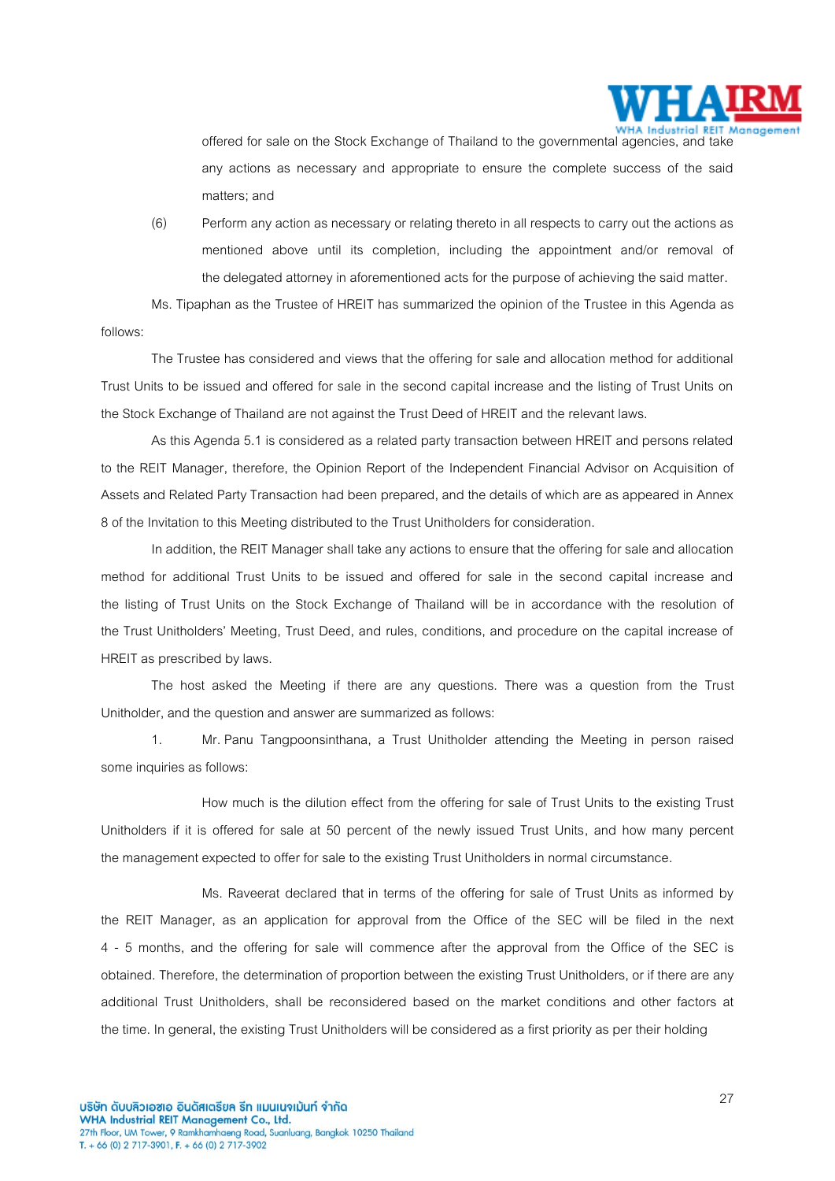offered for sale on the Stock Exchange of Thailand to the governmental agencies, and take any actions as necessary and appropriate to ensure the complete success of the said matters; and

(6) Perform any action as necessary or relating thereto in all respects to carry out the actions as mentioned above until its completion, including the appointment and/or removal of the delegated attorney in aforementioned acts for the purpose of achieving the said matter.

Ms. Tipaphan as the Trustee of HREIT has summarized the opinion of the Trustee in this Agenda as follows:

The Trustee has considered and views that the offering for sale and allocation method for additional Trust Units to be issued and offered for sale in the second capital increase and the listing of Trust Units on the Stock Exchange of Thailand are not against the Trust Deed of HREIT and the relevant laws.

As this Agenda 5.1 is considered as a related party transaction between HREIT and persons related to the REIT Manager, therefore, the Opinion Report of the Independent Financial Advisor on Acquisition of Assets and Related Party Transaction had been prepared, and the details of which are as appeared in Annex 8 of the Invitation to this Meeting distributed to the Trust Unitholders for consideration.

In addition, the REIT Manager shall take any actions to ensure that the offering for sale and allocation method for additional Trust Units to be issued and offered for sale in the second capital increase and the listing of Trust Units on the Stock Exchange of Thailand will be in accordance with the resolution of the Trust Unitholders' Meeting, Trust Deed, and rules, conditions, and procedure on the capital increase of HREIT as prescribed by laws.

The host asked the Meeting if there are any questions. There was a question from the Trust Unitholder, and the question and answer are summarized as follows:

1. Mr. Panu Tangpoonsinthana, a Trust Unitholder attending the Meeting in person raised some inquiries as follows:

How much is the dilution effect from the offering for sale of Trust Units to the existing Trust Unitholders if it is offered for sale at 50 percent of the newly issued Trust Units, and how many percent the management expected to offer for sale to the existing Trust Unitholders in normal circumstance.

Ms. Raveerat declared that in terms of the offering for sale of Trust Units as informed by the REIT Manager, as an application for approval from the Office of the SEC will be filed in the next 4 - 5 months, and the offering for sale will commence after the approval from the Office of the SEC is obtained. Therefore, the determination of proportion between the existing Trust Unitholders, or if there are any additional Trust Unitholders, shall be reconsidered based on the market conditions and other factors at the time. In general, the existing Trust Unitholders will be considered as a first priority as per their holding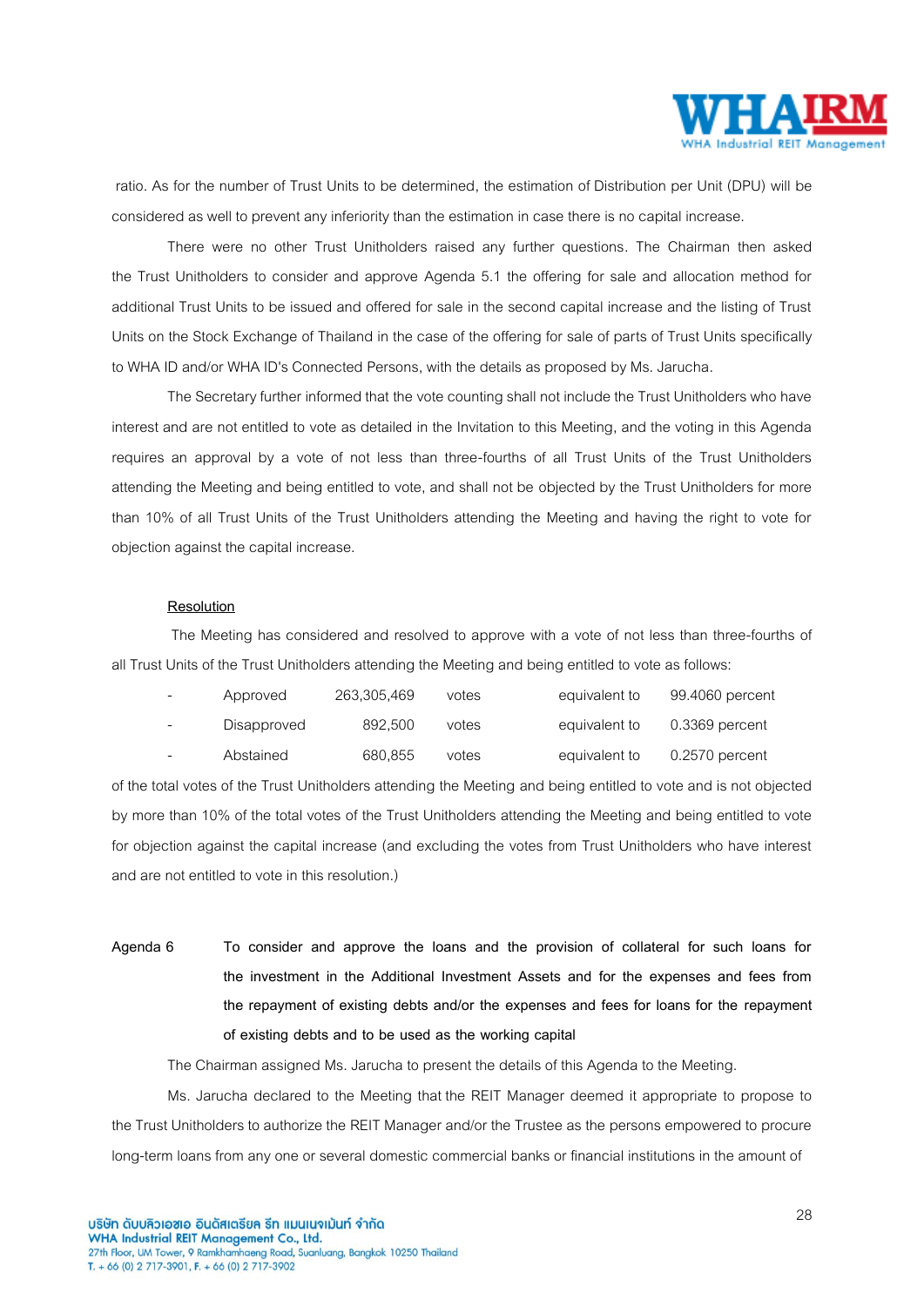ratio. As for the number of Trust Units to be determined, the estimation of Distribution per Unit (DPU) will be considered as well to prevent any inferiority than the estimation in case there is no capital increase.

There were no other Trust Unitholders raised any further questions. The Chairman then asked the Trust Unitholders to consider and approve Agenda 5.1 the offering for sale and allocation method for additional Trust Units to be issued and offered for sale in the second capital increase and the listing of Trust Units on the Stock Exchange of Thailand in the case of the offering for sale of parts of Trust Units specifically to WHA ID and/or WHA ID's Connected Persons, with the details as proposed by Ms. Jarucha.

The Secretary further informed that the vote counting shall not include the Trust Unitholders who have interest and are not entitled to vote as detailed in the Invitation to this Meeting, and the voting in this Agenda requires an approval by a vote of not less than three-fourths of all Trust Units of the Trust Unitholders attending the Meeting and being entitled to vote, and shall not be objected by the Trust Unitholders for more than 10% of all Trust Units of the Trust Unitholders attending the Meeting and having the right to vote for objection against the capital increase.

<u>Resolution</u>

The Meeting has considered and resolved to approve with a vote of not less than three-fourths of all Trust Units of the Trust Unitholders attending the Meeting and being entitled to vote as follows:

| - | Approved | 263,305,469 | votes | equivalent to | 99.4060 percent |
|---|---|---|---|---|---|
| - | Disapproved | 892,500 | votes | equivalent to | 0.3369 percent |
| - | Abstained | 680,855 | votes | equivalent to | 0.2570 percent |

of the total votes of the Trust Unitholders attending the Meeting and being entitled to vote and is not objected by more than 10% of the total votes of the Trust Unitholders attending the Meeting and being entitled to vote for objection against the capital increase (and excluding the votes from Trust Unitholders who have interest and are not entitled to vote in this resolution.)

**Agenda 6 To consider and approve the loans and the provision of collateral for such loans for the investment in the Additional Investment Assets and for the expenses and fees from the repayment of existing debts and/or the expenses and fees for loans for the repayment of existing debts and to be used as the working capital**

The Chairman assigned Ms. Jarucha to present the details of this Agenda to the Meeting.

Ms. Jarucha declared to the Meeting that the REIT Manager deemed it appropriate to propose to the Trust Unitholders to authorize the REIT Manager and/or the Trustee as the persons empowered to procure long-term loans from any one or several domestic commercial banks or financial institutions in the amount of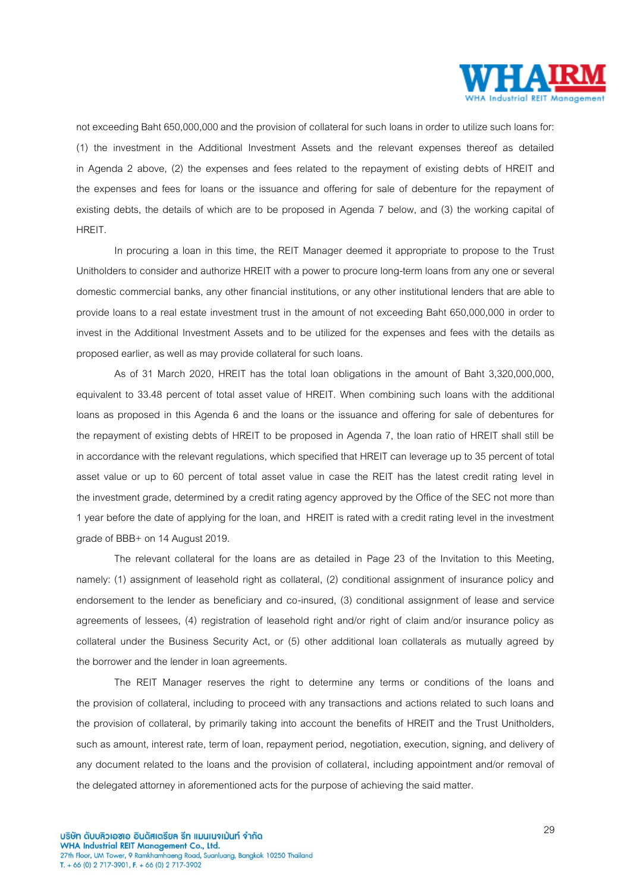not exceeding Baht 650,000,000 and the provision of collateral for such loans in order to utilize such loans for: (1) the investment in the Additional Investment Assets and the relevant expenses thereof as detailed in Agenda 2 above, (2) the expenses and fees related to the repayment of existing debts of HREIT and the expenses and fees for loans or the issuance and offering for sale of debenture for the repayment of existing debts, the details of which are to be proposed in Agenda 7 below, and (3) the working capital of HREIT.

In procuring a loan in this time, the REIT Manager deemed it appropriate to propose to the Trust Unitholders to consider and authorize HREIT with a power to procure long-term loans from any one or several domestic commercial banks, any other financial institutions, or any other institutional lenders that are able to provide loans to a real estate investment trust in the amount of not exceeding Baht 650,000,000 in order to invest in the Additional Investment Assets and to be utilized for the expenses and fees with the details as proposed earlier, as well as may provide collateral for such loans.

As of 31 March 2020, HREIT has the total loan obligations in the amount of Baht 3,320,000,000, equivalent to 33.48 percent of total asset value of HREIT. When combining such loans with the additional loans as proposed in this Agenda 6 and the loans or the issuance and offering for sale of debentures for the repayment of existing debts of HREIT to be proposed in Agenda 7, the loan ratio of HREIT shall still be in accordance with the relevant regulations, which specified that HREIT can leverage up to 35 percent of total asset value or up to 60 percent of total asset value in case the REIT has the latest credit rating level in the investment grade, determined by a credit rating agency approved by the Office of the SEC not more than 1 year before the date of applying for the loan, and HREIT is rated with a credit rating level in the investment grade of BBB+ on 14 August 2019.

The relevant collateral for the loans are as detailed in Page 23 of the Invitation to this Meeting, namely: (1) assignment of leasehold right as collateral, (2) conditional assignment of insurance policy and endorsement to the lender as beneficiary and co-insured, (3) conditional assignment of lease and service agreements of lessees, (4) registration of leasehold right and/or right of claim and/or insurance policy as collateral under the Business Security Act, or (5) other additional loan collaterals as mutually agreed by the borrower and the lender in loan agreements.

The REIT Manager reserves the right to determine any terms or conditions of the loans and the provision of collateral, including to proceed with any transactions and actions related to such loans and the provision of collateral, by primarily taking into account the benefits of HREIT and the Trust Unitholders, such as amount, interest rate, term of loan, repayment period, negotiation, execution, signing, and delivery of any document related to the loans and the provision of collateral, including appointment and/or removal of the delegated attorney in aforementioned acts for the purpose of achieving the said matter.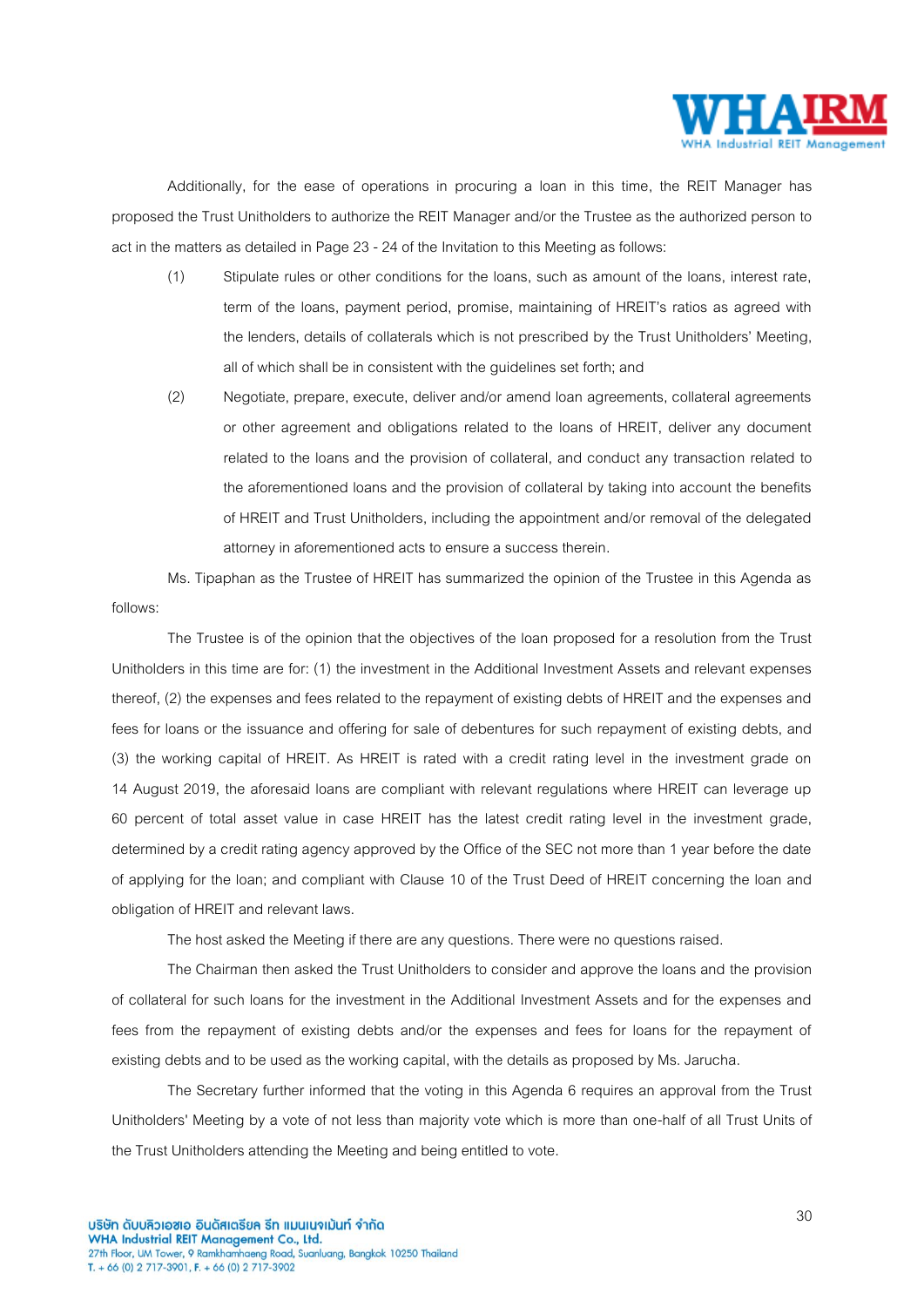Additionally, for the ease of operations in procuring a loan in this time, the REIT Manager has proposed the Trust Unitholders to authorize the REIT Manager and/or the Trustee as the authorized person to act in the matters as detailed in Page 23 - 24 of the Invitation to this Meeting as follows:

(1) Stipulate rules or other conditions for the loans, such as amount of the loans, interest rate, term of the loans, payment period, promise, maintaining of HREIT's ratios as agreed with the lenders, details of collaterals which is not prescribed by the Trust Unitholders' Meeting, all of which shall be in consistent with the guidelines set forth; and

(2) Negotiate, prepare, execute, deliver and/or amend loan agreements, collateral agreements or other agreement and obligations related to the loans of HREIT, deliver any document related to the loans and the provision of collateral, and conduct any transaction related to the aforementioned loans and the provision of collateral by taking into account the benefits of HREIT and Trust Unitholders, including the appointment and/or removal of the delegated attorney in aforementioned acts to ensure a success therein.

Ms. Tipaphan as the Trustee of HREIT has summarized the opinion of the Trustee in this Agenda as follows:

The Trustee is of the opinion that the objectives of the loan proposed for a resolution from the Trust Unitholders in this time are for: (1) the investment in the Additional Investment Assets and relevant expenses thereof, (2) the expenses and fees related to the repayment of existing debts of HREIT and the expenses and fees for loans or the issuance and offering for sale of debentures for such repayment of existing debts, and (3) the working capital of HREIT. As HREIT is rated with a credit rating level in the investment grade on 14 August 2019, the aforesaid loans are compliant with relevant regulations where HREIT can leverage up 60 percent of total asset value in case HREIT has the latest credit rating level in the investment grade, determined by a credit rating agency approved by the Office of the SEC not more than 1 year before the date of applying for the loan; and compliant with Clause 10 of the Trust Deed of HREIT concerning the loan and obligation of HREIT and relevant laws.

The host asked the Meeting if there are any questions. There were no questions raised.

The Chairman then asked the Trust Unitholders to consider and approve the loans and the provision of collateral for such loans for the investment in the Additional Investment Assets and for the expenses and fees from the repayment of existing debts and/or the expenses and fees for loans for the repayment of existing debts and to be used as the working capital, with the details as proposed by Ms. Jarucha.

The Secretary further informed that the voting in this Agenda 6 requires an approval from the Trust Unitholders' Meeting by a vote of not less than majority vote which is more than one-half of all Trust Units of the Trust Unitholders attending the Meeting and being entitled to vote.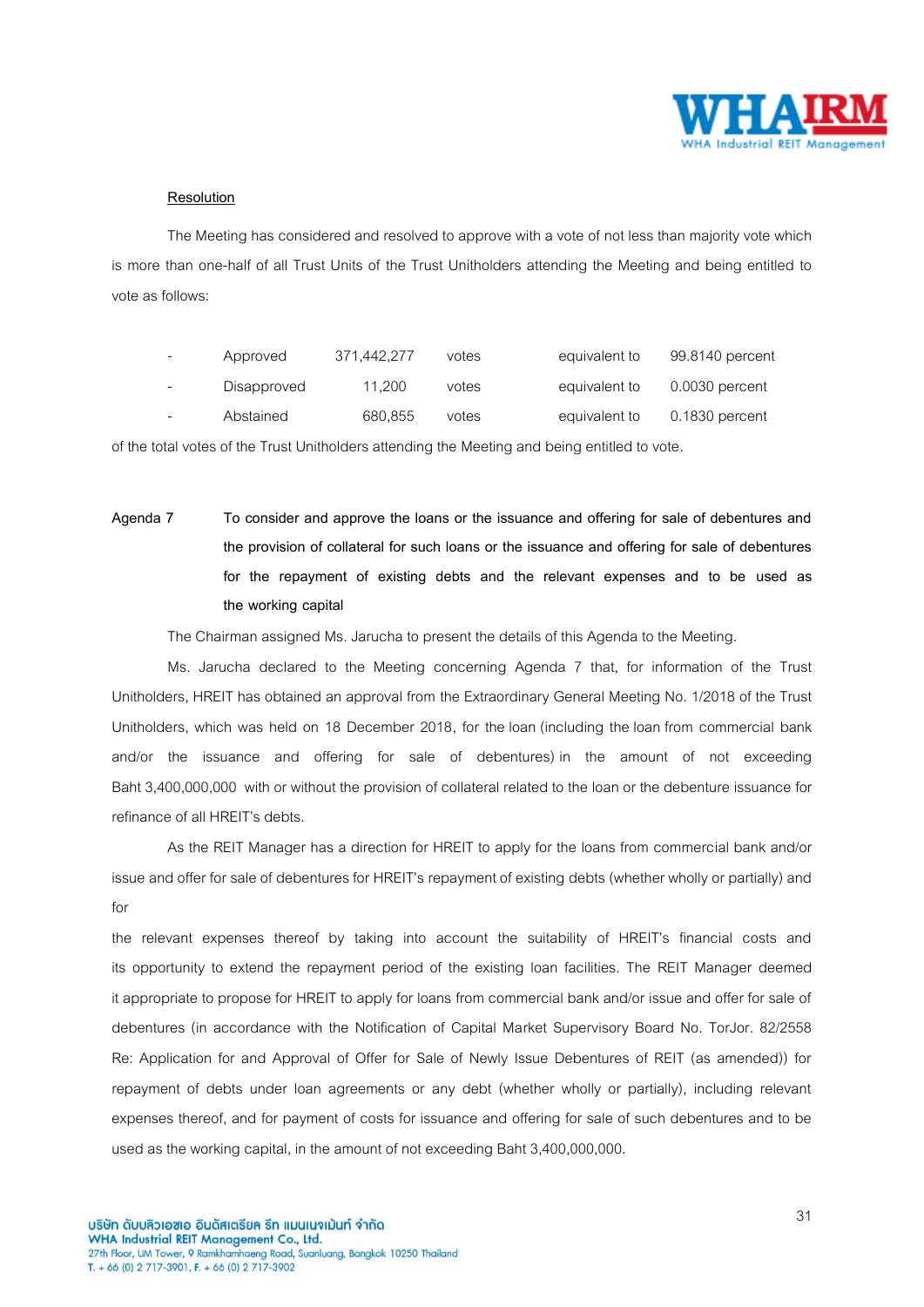**Resolution**

The Meeting has considered and resolved to approve with a vote of not less than majority vote which is more than one-half of all Trust Units of the Trust Unitholders attending the Meeting and being entitled to vote as follows:

| - | Approved | 371,442,277 | votes | equivalent to | 99.8140 percent |
|---|---|---|---|---|---|
| - | Disapproved | 11,200 | votes | equivalent to | 0.0030 percent |
| - | Abstained | 680,855 | votes | equivalent to | 0.1830 percent |

of the total votes of the Trust Unitholders attending the Meeting and being entitled to vote.

**Agenda 7** **To consider and approve the loans or the issuance and offering for sale of debentures and the provision of collateral for such loans or the issuance and offering for sale of debentures for the repayment of existing debts and the relevant expenses and to be used as the working capital**

The Chairman assigned Ms. Jarucha to present the details of this Agenda to the Meeting.

Ms. Jarucha declared to the Meeting concerning Agenda 7 that, for information of the Trust Unitholders, HREIT has obtained an approval from the Extraordinary General Meeting No. 1/2018 of the Trust Unitholders, which was held on 18 December 2018, for the loan (including the loan from commercial bank and/or the issuance and offering for sale of debentures) in the amount of not exceeding Baht 3,400,000,000 with or without the provision of collateral related to the loan or the debenture issuance for refinance of all HREIT's debts.

As the REIT Manager has a direction for HREIT to apply for the loans from commercial bank and/or issue and offer for sale of debentures for HREIT's repayment of existing debts (whether wholly or partially) and for

the relevant expenses thereof by taking into account the suitability of HREIT's financial costs and its opportunity to extend the repayment period of the existing loan facilities. The REIT Manager deemed it appropriate to propose for HREIT to apply for loans from commercial bank and/or issue and offer for sale of debentures (in accordance with the Notification of Capital Market Supervisory Board No. TorJor. 82/2558 Re: Application for and Approval of Offer for Sale of Newly Issue Debentures of REIT (as amended)) for repayment of debts under loan agreements or any debt (whether wholly or partially), including relevant expenses thereof, and for payment of costs for issuance and offering for sale of such debentures and to be used as the working capital, in the amount of not exceeding Baht 3,400,000,000.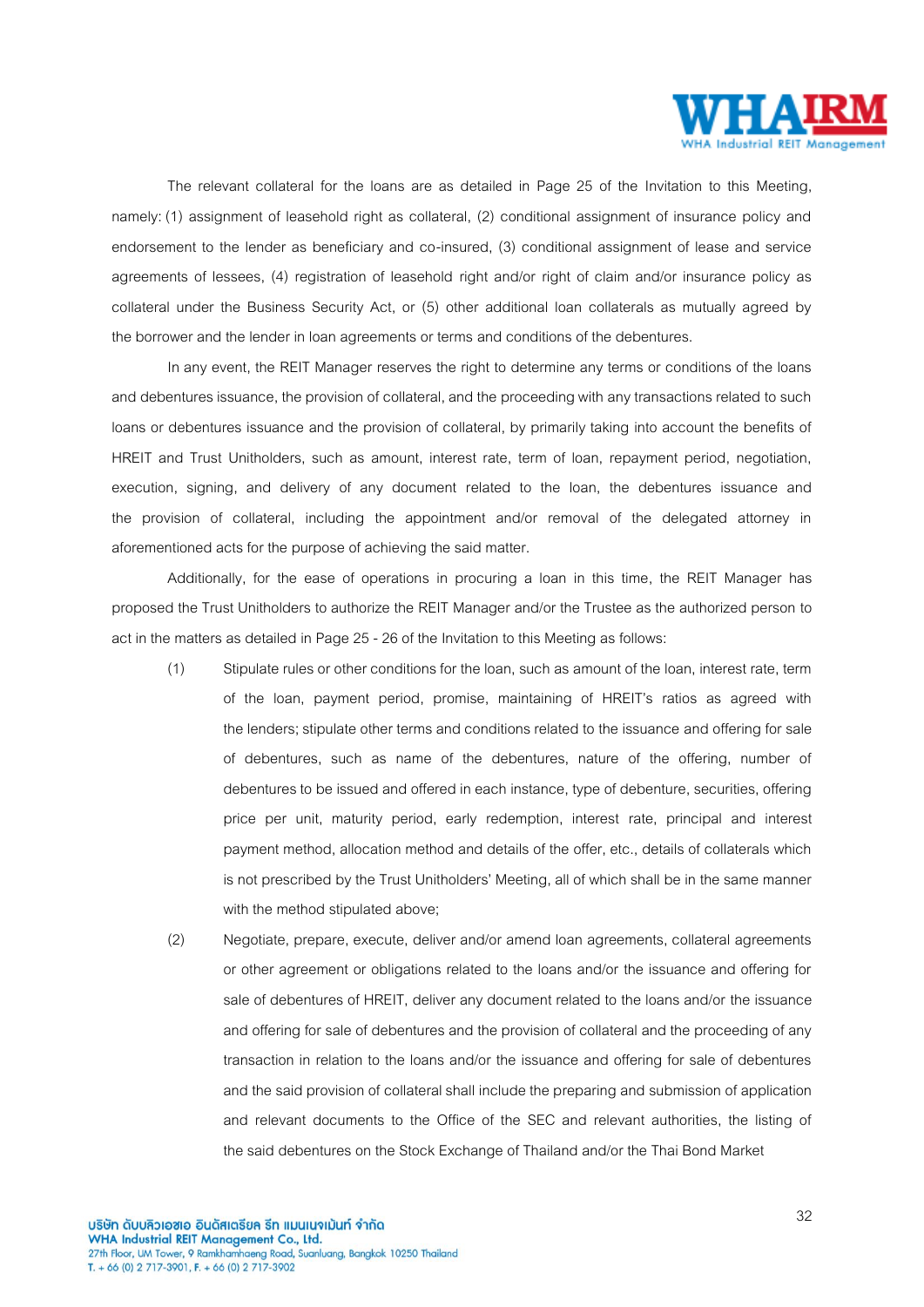The relevant collateral for the loans are as detailed in Page 25 of the Invitation to this Meeting, namely: (1) assignment of leasehold right as collateral, (2) conditional assignment of insurance policy and endorsement to the lender as beneficiary and co-insured, (3) conditional assignment of lease and service agreements of lessees, (4) registration of leasehold right and/or right of claim and/or insurance policy as collateral under the Business Security Act, or (5) other additional loan collaterals as mutually agreed by the borrower and the lender in loan agreements or terms and conditions of the debentures.

In any event, the REIT Manager reserves the right to determine any terms or conditions of the loans and debentures issuance, the provision of collateral, and the proceeding with any transactions related to such loans or debentures issuance and the provision of collateral, by primarily taking into account the benefits of HREIT and Trust Unitholders, such as amount, interest rate, term of loan, repayment period, negotiation, execution, signing, and delivery of any document related to the loan, the debentures issuance and the provision of collateral, including the appointment and/or removal of the delegated attorney in aforementioned acts for the purpose of achieving the said matter.

Additionally, for the ease of operations in procuring a loan in this time, the REIT Manager has proposed the Trust Unitholders to authorize the REIT Manager and/or the Trustee as the authorized person to act in the matters as detailed in Page 25 - 26 of the Invitation to this Meeting as follows:

(1) Stipulate rules or other conditions for the loan, such as amount of the loan, interest rate, term of the loan, payment period, promise, maintaining of HREIT's ratios as agreed with the lenders; stipulate other terms and conditions related to the issuance and offering for sale of debentures, such as name of the debentures, nature of the offering, number of debentures to be issued and offered in each instance, type of debenture, securities, offering price per unit, maturity period, early redemption, interest rate, principal and interest payment method, allocation method and details of the offer, etc., details of collaterals which is not prescribed by the Trust Unitholders' Meeting, all of which shall be in the same manner with the method stipulated above;

(2) Negotiate, prepare, execute, deliver and/or amend loan agreements, collateral agreements or other agreement or obligations related to the loans and/or the issuance and offering for sale of debentures of HREIT, deliver any document related to the loans and/or the issuance and offering for sale of debentures and the provision of collateral and the proceeding of any transaction in relation to the loans and/or the issuance and offering for sale of debentures and the said provision of collateral shall include the preparing and submission of application and relevant documents to the Office of the SEC and relevant authorities, the listing of the said debentures on the Stock Exchange of Thailand and/or the Thai Bond Market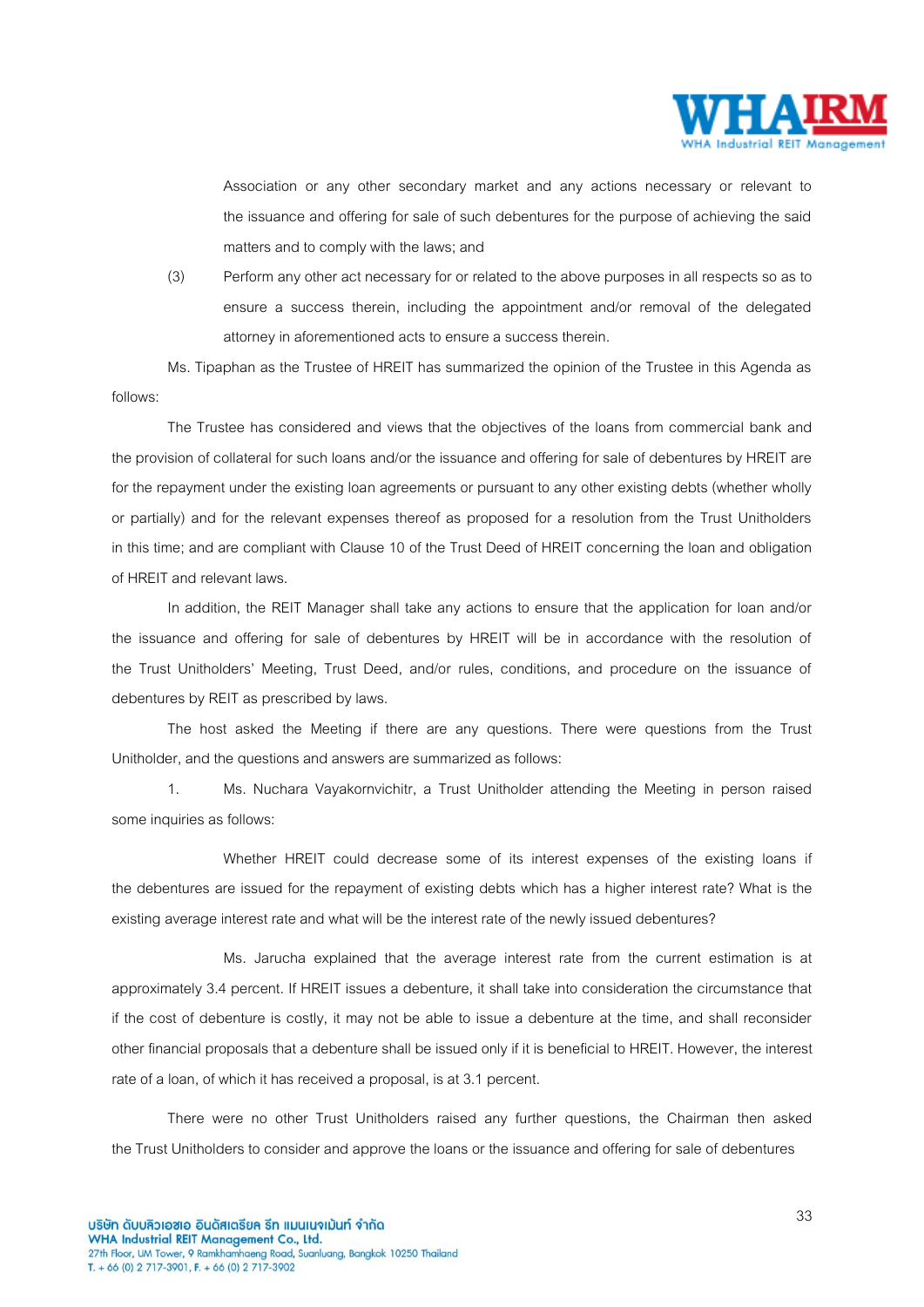Association or any other secondary market and any actions necessary or relevant to the issuance and offering for sale of such debentures for the purpose of achieving the said matters and to comply with the laws; and

(3) Perform any other act necessary for or related to the above purposes in all respects so as to ensure a success therein, including the appointment and/or removal of the delegated attorney in aforementioned acts to ensure a success therein.

Ms. Tipaphan as the Trustee of HREIT has summarized the opinion of the Trustee in this Agenda as follows:

The Trustee has considered and views that the objectives of the loans from commercial bank and the provision of collateral for such loans and/or the issuance and offering for sale of debentures by HREIT are for the repayment under the existing loan agreements or pursuant to any other existing debts (whether wholly or partially) and for the relevant expenses thereof as proposed for a resolution from the Trust Unitholders in this time; and are compliant with Clause 10 of the Trust Deed of HREIT concerning the loan and obligation of HREIT and relevant laws.

In addition, the REIT Manager shall take any actions to ensure that the application for loan and/or the issuance and offering for sale of debentures by HREIT will be in accordance with the resolution of the Trust Unitholders' Meeting, Trust Deed, and/or rules, conditions, and procedure on the issuance of debentures by REIT as prescribed by laws.

The host asked the Meeting if there are any questions. There were questions from the Trust Unitholder, and the questions and answers are summarized as follows:

1. Ms. Nuchara Vayakornvichitr, a Trust Unitholder attending the Meeting in person raised some inquiries as follows:

Whether HREIT could decrease some of its interest expenses of the existing loans if the debentures are issued for the repayment of existing debts which has a higher interest rate? What is the existing average interest rate and what will be the interest rate of the newly issued debentures?

Ms. Jarucha explained that the average interest rate from the current estimation is at approximately 3.4 percent. If HREIT issues a debenture, it shall take into consideration the circumstance that if the cost of debenture is costly, it may not be able to issue a debenture at the time, and shall reconsider other financial proposals that a debenture shall be issued only if it is beneficial to HREIT. However, the interest rate of a loan, of which it has received a proposal, is at 3.1 percent.

There were no other Trust Unitholders raised any further questions, the Chairman then asked the Trust Unitholders to consider and approve the loans or the issuance and offering for sale of debentures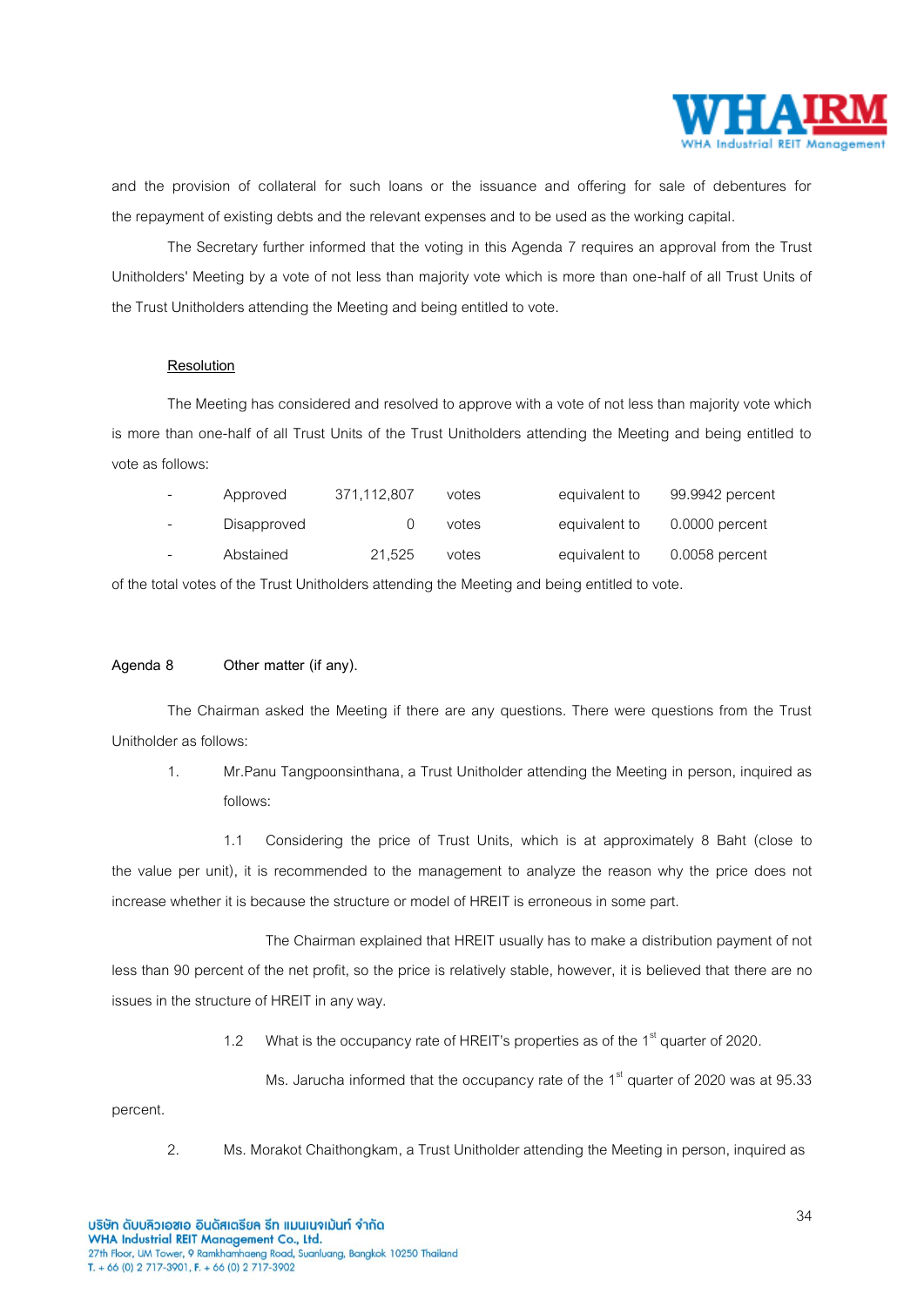and the provision of collateral for such loans or the issuance and offering for sale of debentures for the repayment of existing debts and the relevant expenses and to be used as the working capital.

The Secretary further informed that the voting in this Agenda 7 requires an approval from the Trust Unitholders' Meeting by a vote of not less than majority vote which is more than one-half of all Trust Units of the Trust Unitholders attending the Meeting and being entitled to vote.

**Resolution**

The Meeting has considered and resolved to approve with a vote of not less than majority vote which is more than one-half of all Trust Units of the Trust Unitholders attending the Meeting and being entitled to vote as follows:

| - | Approved | 371,112,807 | votes | equivalent to | 99.9942 percent |
|---|---|---|---|---|---|
| - | Disapproved | 0 | votes | equivalent to | 0.0000 percent |
| - | Abstained | 21,525 | votes | equivalent to | 0.0058 percent |

of the total votes of the Trust Unitholders attending the Meeting and being entitled to vote.

**Agenda 8 Other matter (if any).**

The Chairman asked the Meeting if there are any questions. There were questions from the Trust Unitholder as follows:

1. Mr.Panu Tangpoonsinthana, a Trust Unitholder attending the Meeting in person, inquired as follows:

1.1 Considering the price of Trust Units, which is at approximately 8 Baht (close to the value per unit), it is recommended to the management to analyze the reason why the price does not increase whether it is because the structure or model of HREIT is erroneous in some part.

The Chairman explained that HREIT usually has to make a distribution payment of not less than 90 percent of the net profit, so the price is relatively stable, however, it is believed that there are no issues in the structure of HREIT in any way.

1.2 What is the occupancy rate of HREIT's properties as of the 1st quarter of 2020.

Ms. Jarucha informed that the occupancy rate of the 1st quarter of 2020 was at 95.33 percent.

2. Ms. Morakot Chaithongkam, a Trust Unitholder attending the Meeting in person, inquired as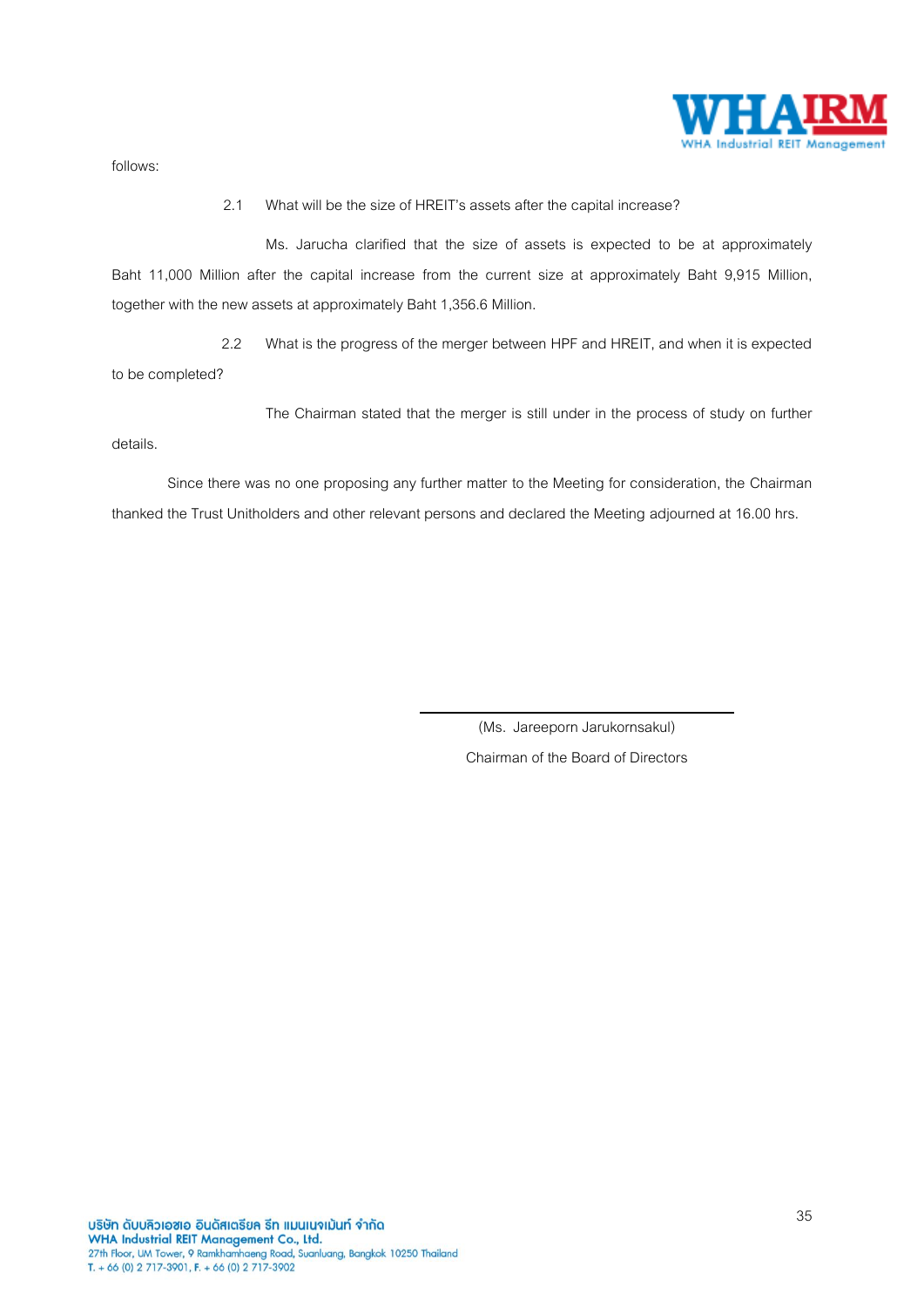follows:

2.1 What will be the size of HREIT's assets after the capital increase?

Ms. Jarucha clarified that the size of assets is expected to be at approximately Baht 11,000 Million after the capital increase from the current size at approximately Baht 9,915 Million, together with the new assets at approximately Baht 1,356.6 Million.

2.2 What is the progress of the merger between HPF and HREIT, and when it is expected to be completed?

The Chairman stated that the merger is still under in the process of study on further details.

Since there was no one proposing any further matter to the Meeting for consideration, the Chairman thanked the Trust Unitholders and other relevant persons and declared the Meeting adjourned at 16.00 hrs.

\_\_\_\_\_\_\_\_\_\_\_\_\_\_\_\_\_\_\_\_\_\_\_\_\_\_\_\_\_\_\_\_\_\_\_\_

(Ms. Jareeporn Jarukornsakul)

Chairman of the Board of Directors

บริษัท ดับบลิวเอชเอ อินดัสเตรียล รีท แมนเนจเม้นท์ จำกัด
**WHA Industrial REIT Management Co., Ltd.**
27th Floor, UM Tower, 9 Ramkhamhaeng Road, Suanluang, Bangkok 10250 Thailand
T. + 66 (0) 2 717-3901, F. + 66 (0) 2 717-3902